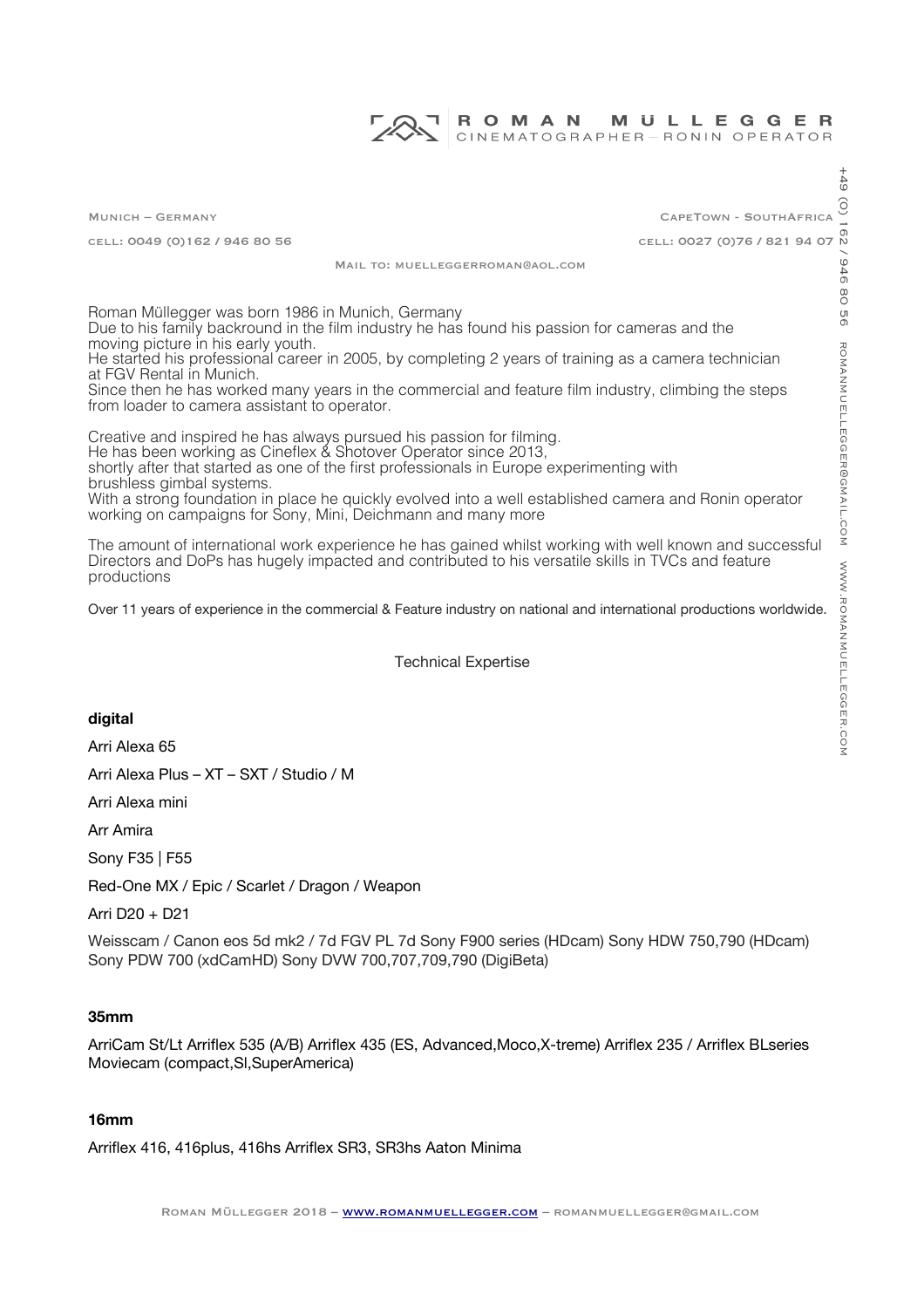# ROMAN MÜLLEGGER
CINEMATOGRAPHER – RONIN OPERATOR

MUNICH – GERMANY
cell: 0049 (0)162 / 946 80 56

CAPETOWN - SOUTHAFRICA
cell: 0027 (0)76 / 821 94 07

MAIL TO: MUELLEGGERROMAN@AOL.COM

+49 (0) 162 / 946 80 56   ROMANMUELLEGGER@GMAIL.COM   WWW.ROMANMUELLEGGER.COM

Roman Müllegger was born 1986 in Munich, Germany
Due to his family backround in the film industry he has found his passion for cameras and the moving picture in his early youth.
He started his professional career in 2005, by completing 2 years of training as a camera technician at FGV Rental in Munich.
Since then he has worked many years in the commercial and feature film industry, climbing the steps from loader to camera assistant to operator.

Creative and inspired he has always pursued his passion for filming.
He has been working as Cineflex & Shotover Operator since 2013,
shortly after that started as one of the first professionals in Europe experimenting with brushless gimbal systems.
With a strong foundation in place he quickly evolved into a well established camera and Ronin operator working on campaigns for Sony, Mini, Deichmann and many more

The amount of international work experience he has gained whilst working with well known and successful Directors and DoPs has hugely impacted and contributed to his versatile skills in TVCs and feature productions

Over 11 years of experience in the commercial & Feature industry on national and international productions worldwide.

## Technical Expertise

### digital

Arri Alexa 65

Arri Alexa Plus – XT – SXT / Studio / M

Arri Alexa mini

Arr Amira

Sony F35 | F55

Red-One MX / Epic / Scarlet / Dragon / Weapon

Arri D20 + D21

Weisscam / Canon eos 5d mk2 / 7d FGV PL 7d Sony F900 series (HDcam) Sony HDW 750,790 (HDcam) Sony PDW 700 (xdCamHD) Sony DVW 700,707,709,790 (DigiBeta)

### 35mm

ArriCam St/Lt Arriflex 535 (A/B) Arriflex 435 (ES, Advanced,Moco,X-treme) Arriflex 235 / Arriflex BLseries Moviecam (compact,Sl,SuperAmerica)

### 16mm

Arriflex 416, 416plus, 416hs Arriflex SR3, SR3hs Aaton Minima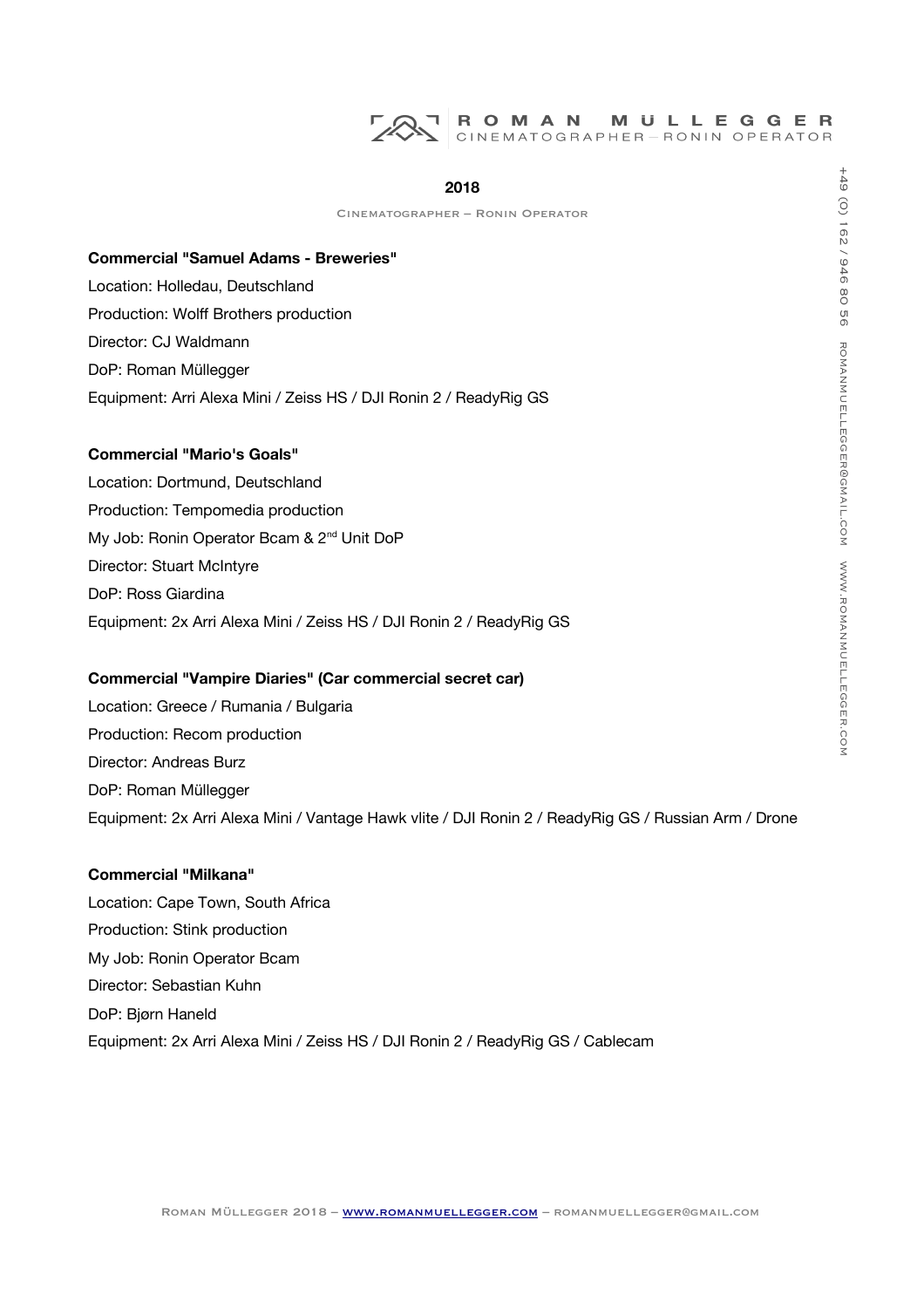## 2018

Cinematographer – Ronin Operator

**Commercial "Samuel Adams - Breweries"**

Location: Holledau, Deutschland

Production: Wolff Brothers production

Director: CJ Waldmann

DoP: Roman Müllegger

Equipment: Arri Alexa Mini / Zeiss HS / DJI Ronin 2 / ReadyRig GS

**Commercial "Mario's Goals"**

Location: Dortmund, Deutschland

Production: Tempomedia production

My Job: Ronin Operator Bcam & 2nd Unit DoP

Director: Stuart McIntyre

DoP: Ross Giardina

Equipment: 2x Arri Alexa Mini / Zeiss HS / DJI Ronin 2 / ReadyRig GS

**Commercial "Vampire Diaries" (Car commercial secret car)**

Location: Greece / Rumania / Bulgaria

Production: Recom production

Director: Andreas Burz

DoP: Roman Müllegger

Equipment: 2x Arri Alexa Mini / Vantage Hawk vlite / DJI Ronin 2 / ReadyRig GS / Russian Arm / Drone

**Commercial "Milkana"**

Location: Cape Town, South Africa

Production: Stink production

My Job: Ronin Operator Bcam

Director: Sebastian Kuhn

DoP: Bjørn Haneld

Equipment: 2x Arri Alexa Mini / Zeiss HS / DJI Ronin 2 / ReadyRig GS / Cablecam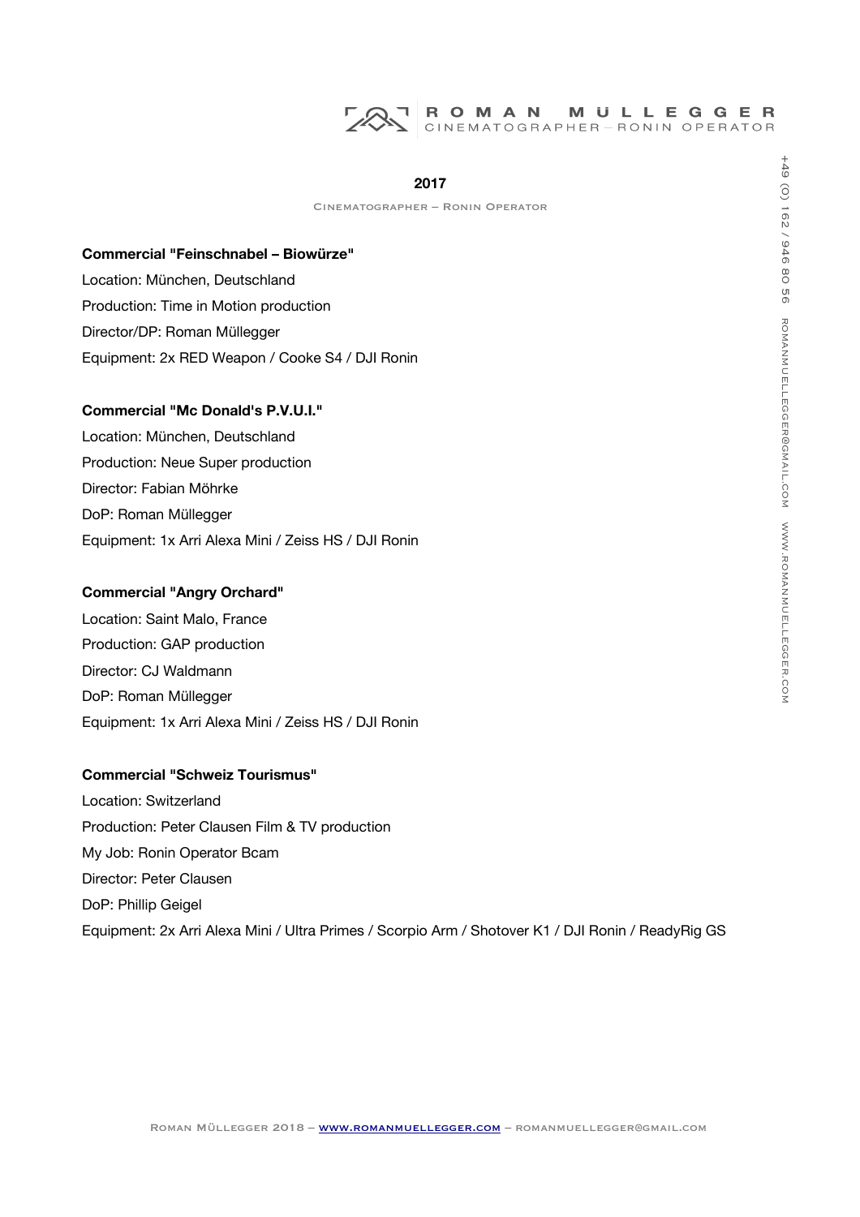## 2017

Cinematographer – Ronin Operator

**Commercial "Feinschnabel – Biowürze"**

Location: München, Deutschland
Production: Time in Motion production
Director/DP: Roman Müllegger
Equipment: 2x RED Weapon / Cooke S4 / DJI Ronin

**Commercial "Mc Donald's P.V.U.I."**

Location: München, Deutschland
Production: Neue Super production
Director: Fabian Möhrke
DoP: Roman Müllegger
Equipment: 1x Arri Alexa Mini / Zeiss HS / DJI Ronin

**Commercial "Angry Orchard"**

Location: Saint Malo, France
Production: GAP production
Director: CJ Waldmann
DoP: Roman Müllegger
Equipment: 1x Arri Alexa Mini / Zeiss HS / DJI Ronin

**Commercial "Schweiz Tourismus"**

Location: Switzerland
Production: Peter Clausen Film & TV production
My Job: Ronin Operator Bcam
Director: Peter Clausen
DoP: Phillip Geigel
Equipment: 2x Arri Alexa Mini / Ultra Primes / Scorpio Arm / Shotover K1 / DJI Ronin / ReadyRig GS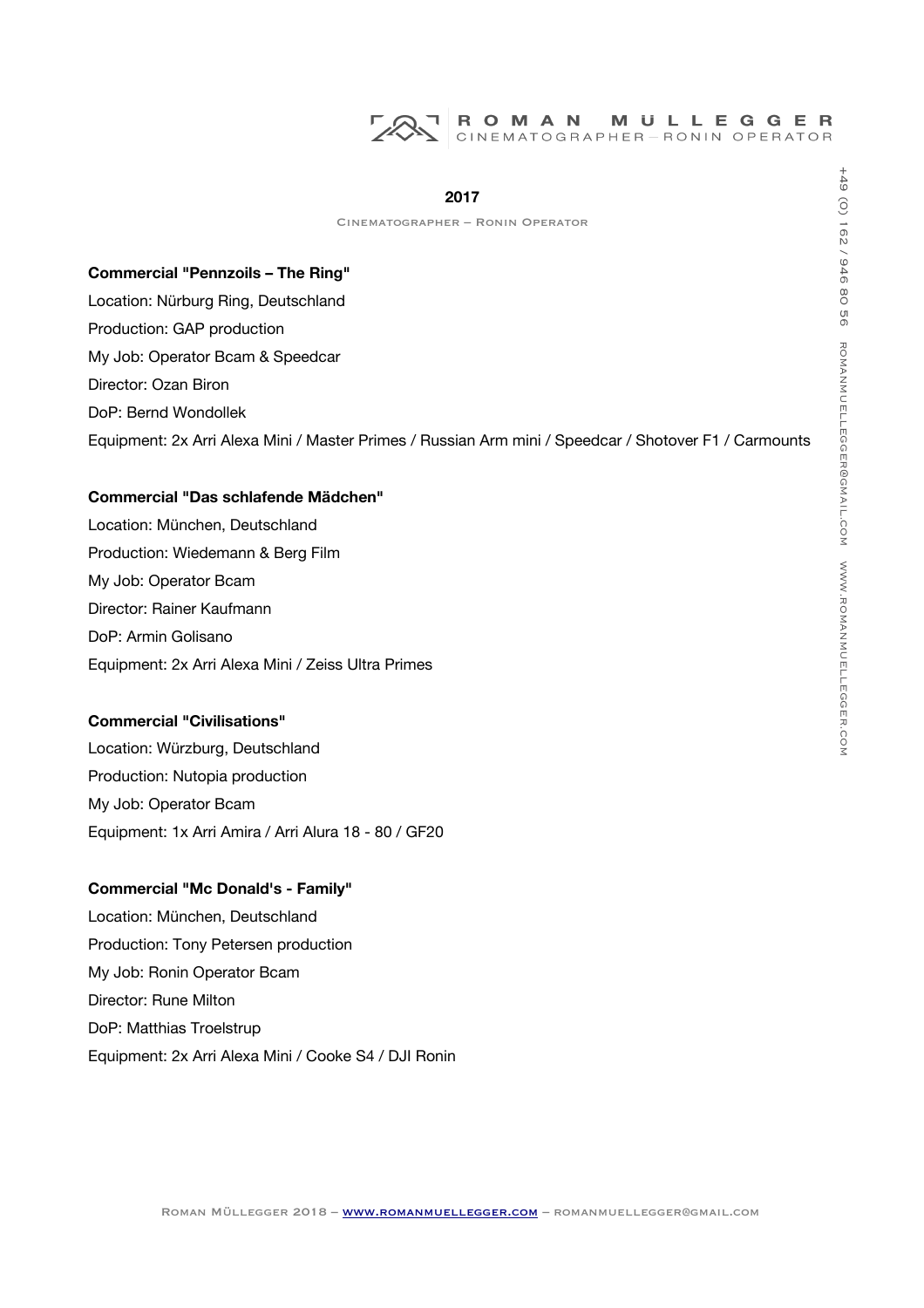## 2017

Cinematographer – Ronin Operator

**Commercial "Pennzoils – The Ring"**

Location: Nürburg Ring, Deutschland

Production: GAP production

My Job: Operator Bcam & Speedcar

Director: Ozan Biron

DoP: Bernd Wondollek

Equipment: 2x Arri Alexa Mini / Master Primes / Russian Arm mini / Speedcar / Shotover F1 / Carmounts

**Commercial "Das schlafende Mädchen"**

Location: München, Deutschland

Production: Wiedemann & Berg Film

My Job: Operator Bcam

Director: Rainer Kaufmann

DoP: Armin Golisano

Equipment: 2x Arri Alexa Mini / Zeiss Ultra Primes

**Commercial "Civilisations"**

Location: Würzburg, Deutschland

Production: Nutopia production

My Job: Operator Bcam

Equipment: 1x Arri Amira / Arri Alura 18 - 80 / GF20

**Commercial "Mc Donald's - Family"**

Location: München, Deutschland

Production: Tony Petersen production

My Job: Ronin Operator Bcam

Director: Rune Milton

DoP: Matthias Troelstrup

Equipment: 2x Arri Alexa Mini / Cooke S4 / DJI Ronin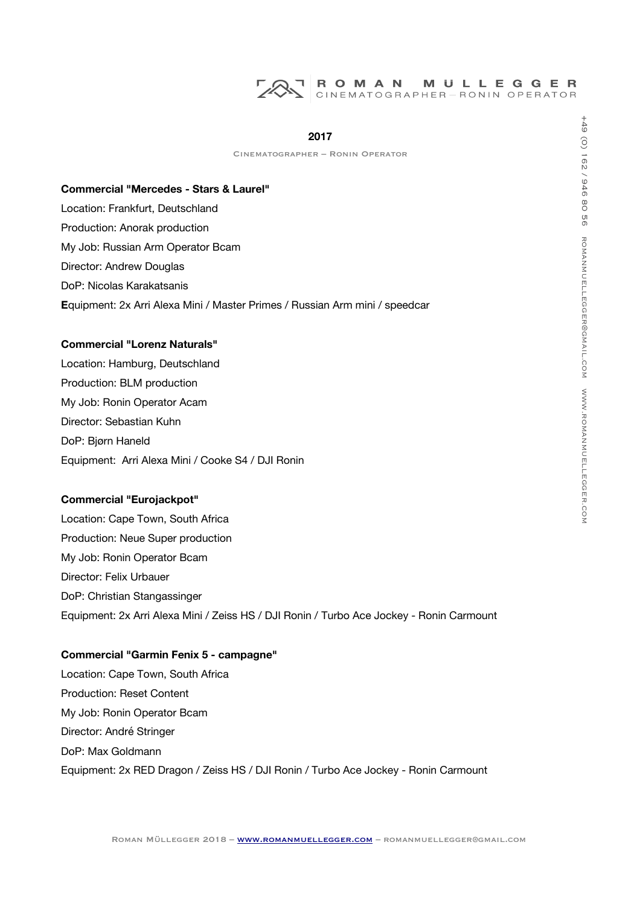## 2017

Cinematographer – Ronin Operator

**Commercial "Mercedes - Stars & Laurel"**

Location: Frankfurt, Deutschland

Production: Anorak production

My Job: Russian Arm Operator Bcam

Director: Andrew Douglas

DoP: Nicolas Karakatsanis

**E**quipment: 2x Arri Alexa Mini / Master Primes / Russian Arm mini / speedcar

**Commercial "Lorenz Naturals"**

Location: Hamburg, Deutschland

Production: BLM production

My Job: Ronin Operator Acam

Director: Sebastian Kuhn

DoP: Bjørn Haneld

Equipment: Arri Alexa Mini / Cooke S4 / DJI Ronin

**Commercial "Eurojackpot"**

Location: Cape Town, South Africa

Production: Neue Super production

My Job: Ronin Operator Bcam

Director: Felix Urbauer

DoP: Christian Stangassinger

Equipment: 2x Arri Alexa Mini / Zeiss HS / DJI Ronin / Turbo Ace Jockey - Ronin Carmount

**Commercial "Garmin Fenix 5 - campagne"**

Location: Cape Town, South Africa

Production: Reset Content

My Job: Ronin Operator Bcam

Director: André Stringer

DoP: Max Goldmann

Equipment: 2x RED Dragon / Zeiss HS / DJI Ronin / Turbo Ace Jockey - Ronin Carmount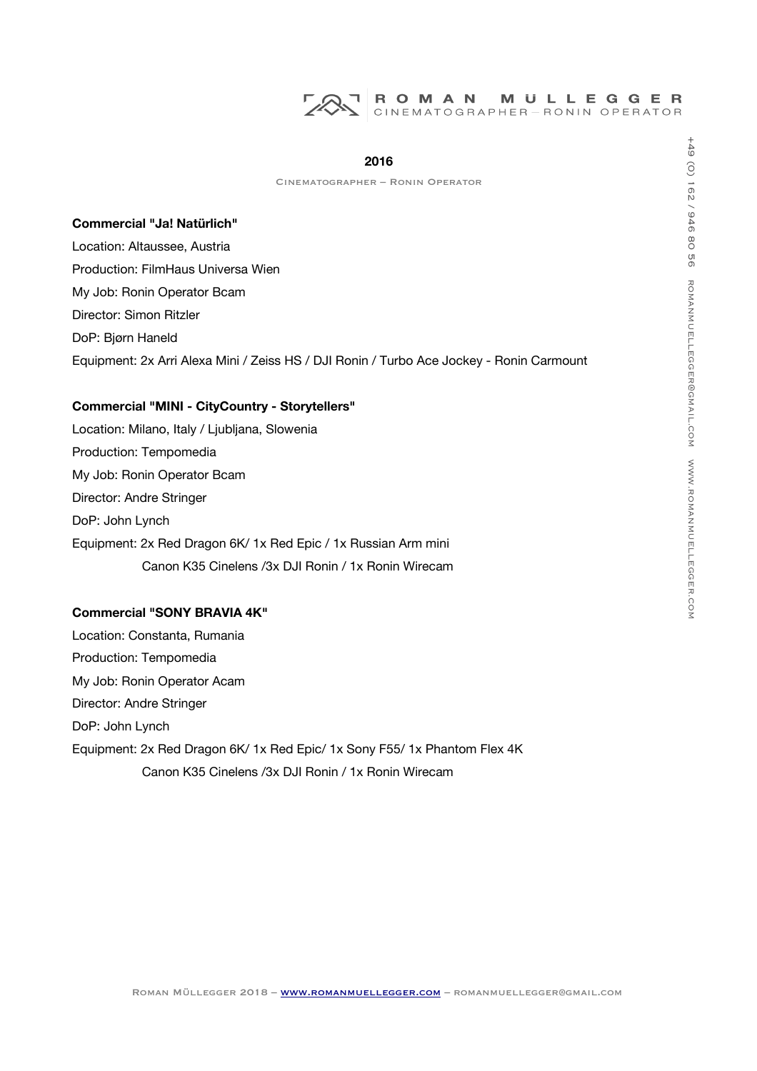## 2016

Cinematographer – Ronin Operator

**Commercial "Ja! Natürlich"**

Location: Altaussee, Austria

Production: FilmHaus Universa Wien

My Job: Ronin Operator Bcam

Director: Simon Ritzler

DoP: Bjørn Haneld

Equipment: 2x Arri Alexa Mini / Zeiss HS / DJI Ronin / Turbo Ace Jockey - Ronin Carmount

**Commercial "MINI - CityCountry - Storytellers"**

Location: Milano, Italy / Ljubljana, Slowenia

Production: Tempomedia

My Job: Ronin Operator Bcam

Director: Andre Stringer

DoP: John Lynch

Equipment: 2x Red Dragon 6K/ 1x Red Epic / 1x Russian Arm mini
Canon K35 Cinelens /3x DJI Ronin / 1x Ronin Wirecam

**Commercial "SONY BRAVIA 4K"**

Location: Constanta, Rumania

Production: Tempomedia

My Job: Ronin Operator Acam

Director: Andre Stringer

DoP: John Lynch

Equipment: 2x Red Dragon 6K/ 1x Red Epic/ 1x Sony F55/ 1x Phantom Flex 4K
Canon K35 Cinelens /3x DJI Ronin / 1x Ronin Wirecam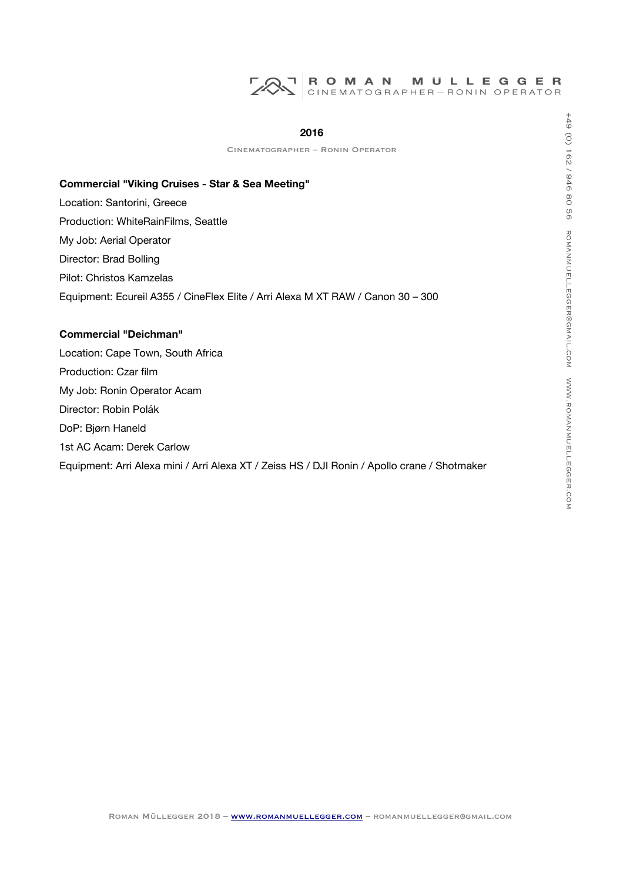## 2016

Cinematographer – Ronin Operator

**Commercial "Viking Cruises - Star & Sea Meeting"**

Location: Santorini, Greece

Production: WhiteRainFilms, Seattle

My Job: Aerial Operator

Director: Brad Bolling

Pilot: Christos Kamzelas

Equipment: Ecureil A355 / CineFlex Elite / Arri Alexa M XT RAW / Canon 30 – 300

**Commercial "Deichman"**

Location: Cape Town, South Africa

Production: Czar film

My Job: Ronin Operator Acam

Director: Robin Polák

DoP: Bjørn Haneld

1st AC Acam: Derek Carlow

Equipment: Arri Alexa mini / Arri Alexa XT / Zeiss HS / DJI Ronin / Apollo crane / Shotmaker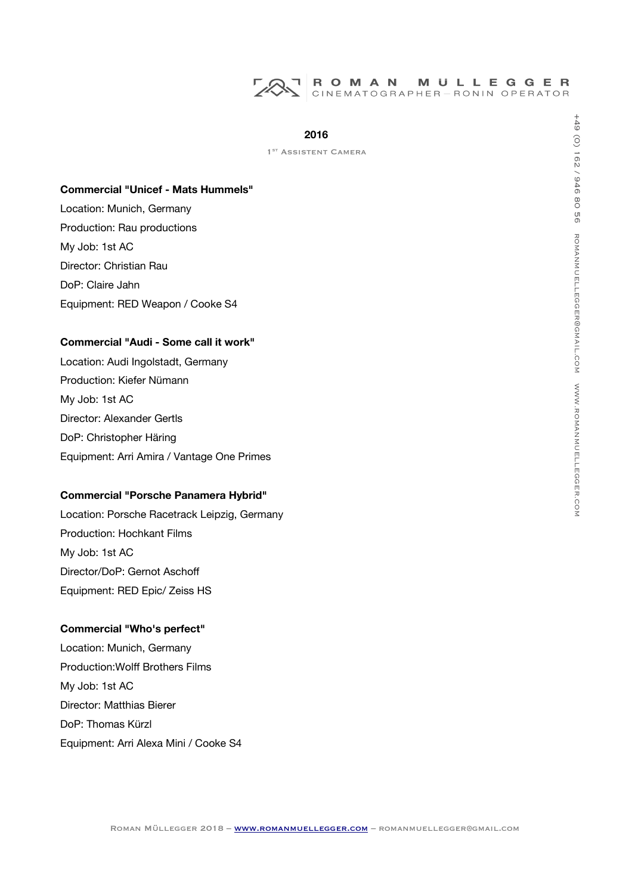## 2016

1st Assistent Camera

**Commercial "Unicef - Mats Hummels"**

Location: Munich, Germany
Production: Rau productions
My Job: 1st AC
Director: Christian Rau
DoP: Claire Jahn
Equipment: RED Weapon / Cooke S4

**Commercial "Audi - Some call it work"**

Location: Audi Ingolstadt, Germany
Production: Kiefer Nümann
My Job: 1st AC
Director: Alexander Gertls
DoP: Christopher Häring
Equipment: Arri Amira / Vantage One Primes

**Commercial "Porsche Panamera Hybrid"**

Location: Porsche Racetrack Leipzig, Germany
Production: Hochkant Films
My Job: 1st AC
Director/DoP: Gernot Aschoff
Equipment: RED Epic/ Zeiss HS

**Commercial "Who's perfect"**

Location: Munich, Germany
Production:Wolff Brothers Films
My Job: 1st AC
Director: Matthias Bierer
DoP: Thomas Kürzl
Equipment: Arri Alexa Mini / Cooke S4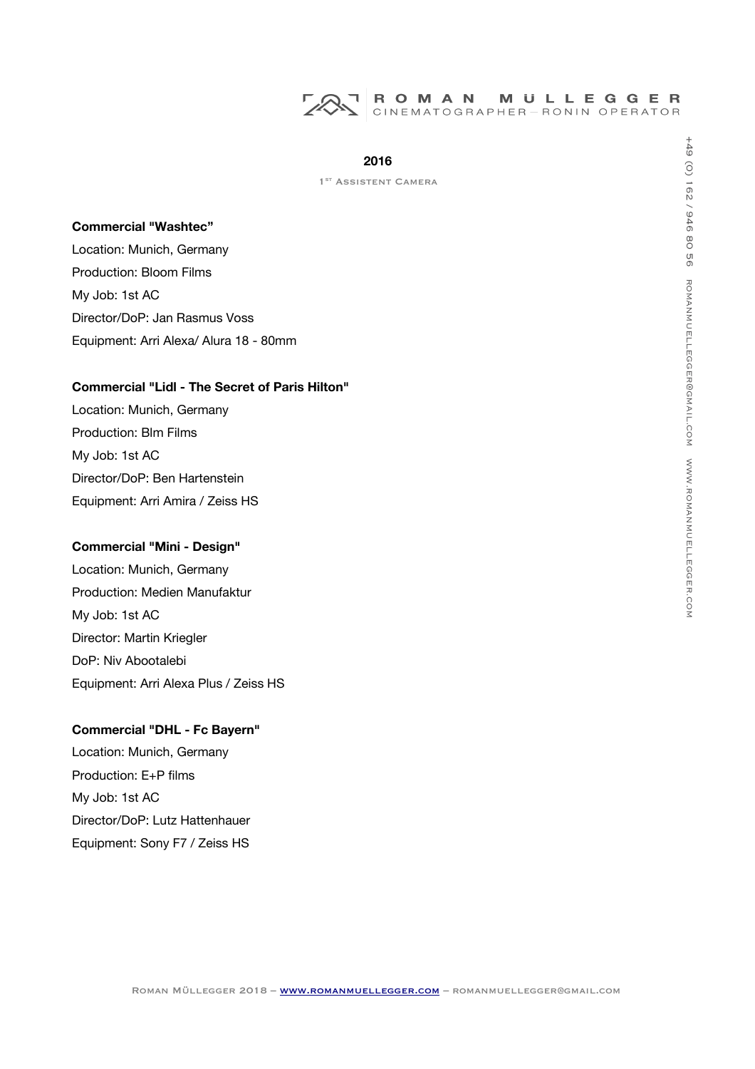## 2016

1ST ASSISTENT CAMERA

**Commercial "Washtec"**

Location: Munich, Germany
Production: Bloom Films
My Job: 1st AC
Director/DoP: Jan Rasmus Voss
Equipment: Arri Alexa/ Alura 18 - 80mm

**Commercial "Lidl - The Secret of Paris Hilton"**

Location: Munich, Germany
Production: Blm Films
My Job: 1st AC
Director/DoP: Ben Hartenstein
Equipment: Arri Amira / Zeiss HS

**Commercial "Mini - Design"**

Location: Munich, Germany
Production: Medien Manufaktur
My Job: 1st AC
Director: Martin Kriegler
DoP: Niv Abootalebi
Equipment: Arri Alexa Plus / Zeiss HS

**Commercial "DHL - Fc Bayern"**

Location: Munich, Germany
Production: E+P films
My Job: 1st AC
Director/DoP: Lutz Hattenhauer
Equipment: Sony F7 / Zeiss HS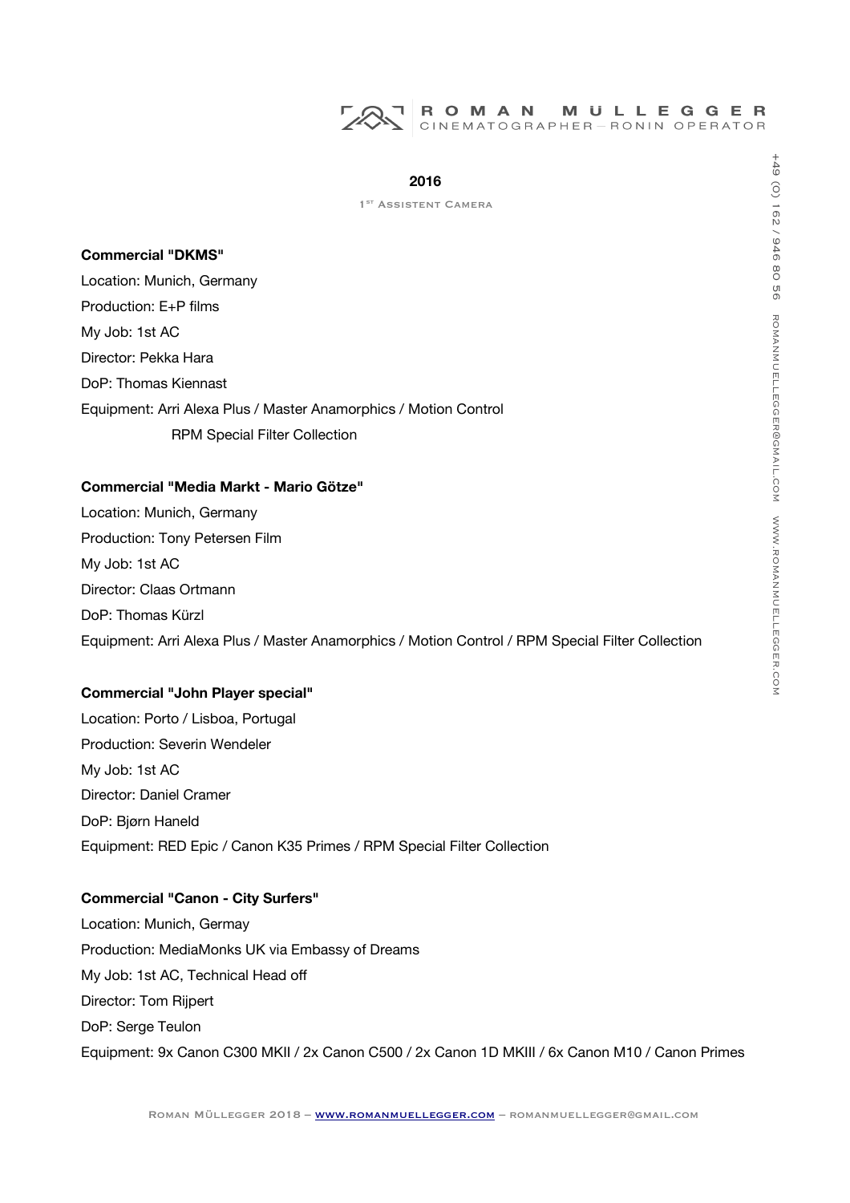## 2016

1st Assistent Camera

**Commercial "DKMS"**

Location: Munich, Germany
Production: E+P films
My Job: 1st AC
Director: Pekka Hara
DoP: Thomas Kiennast
Equipment: Arri Alexa Plus / Master Anamorphics / Motion Control
RPM Special Filter Collection

**Commercial "Media Markt - Mario Götze"**

Location: Munich, Germany
Production: Tony Petersen Film
My Job: 1st AC
Director: Claas Ortmann
DoP: Thomas Kürzl
Equipment: Arri Alexa Plus / Master Anamorphics / Motion Control / RPM Special Filter Collection

**Commercial "John Player special"**

Location: Porto / Lisboa, Portugal
Production: Severin Wendeler
My Job: 1st AC
Director: Daniel Cramer
DoP: Bjørn Haneld
Equipment: RED Epic / Canon K35 Primes / RPM Special Filter Collection

**Commercial "Canon - City Surfers"**

Location: Munich, Germay
Production: MediaMonks UK via Embassy of Dreams
My Job: 1st AC, Technical Head off
Director: Tom Rijpert
DoP: Serge Teulon
Equipment: 9x Canon C300 MKII / 2x Canon C500 / 2x Canon 1D MKIII / 6x Canon M10 / Canon Primes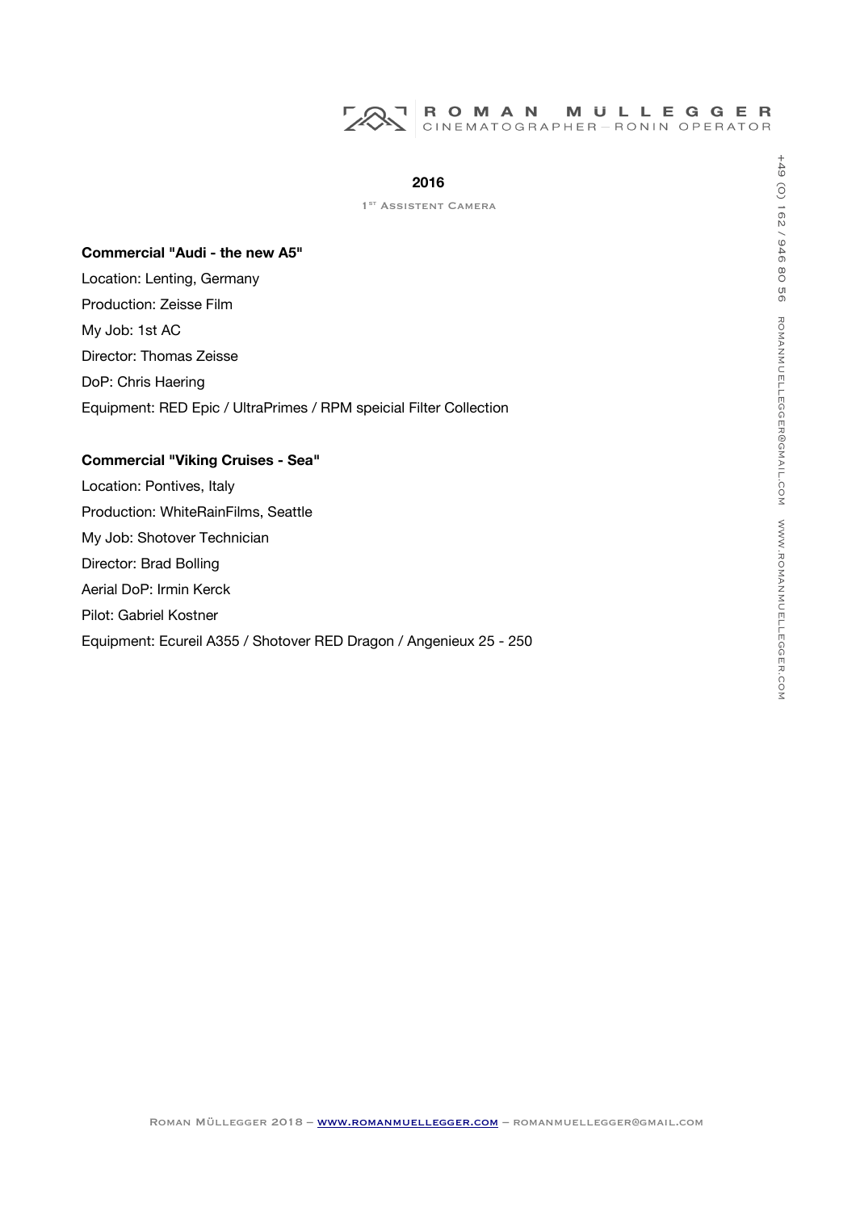## 2016

1ST ASSISTENT CAMERA

**Commercial "Audi - the new A5"**

Location: Lenting, Germany

Production: Zeisse Film

My Job: 1st AC

Director: Thomas Zeisse

DoP: Chris Haering

Equipment: RED Epic / UltraPrimes / RPM speicial Filter Collection

**Commercial "Viking Cruises - Sea"**

Location: Pontives, Italy

Production: WhiteRainFilms, Seattle

My Job: Shotover Technician

Director: Brad Bolling

Aerial DoP: Irmin Kerck

Pilot: Gabriel Kostner

Equipment: Ecureil A355 / Shotover RED Dragon / Angenieux 25 - 250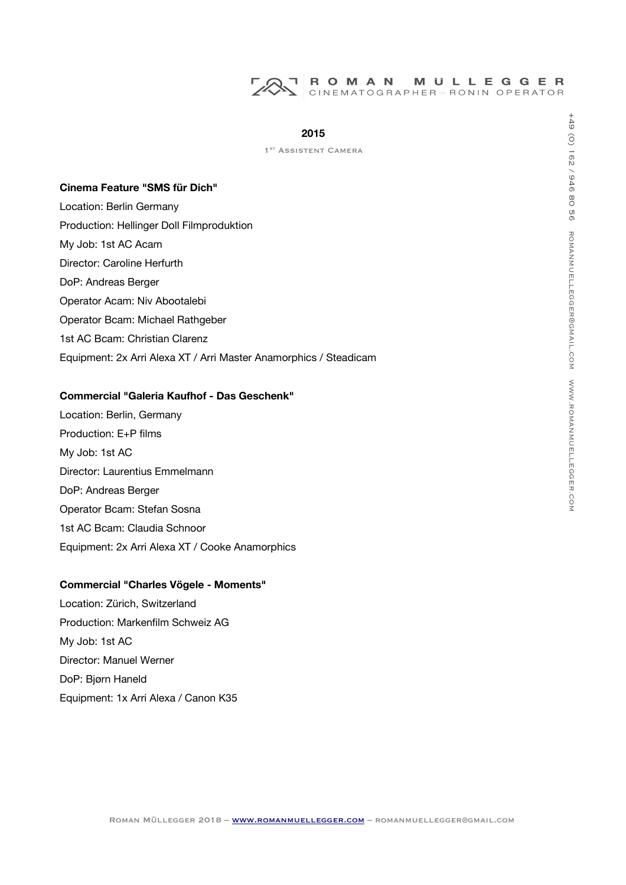## 2015

1st Assistent Camera

**Cinema Feature "SMS für Dich"**

Location: Berlin Germany
Production: Hellinger Doll Filmproduktion
My Job: 1st AC Acam
Director: Caroline Herfurth
DoP: Andreas Berger
Operator Acam: Niv Abootalebi
Operator Bcam: Michael Rathgeber
1st AC Bcam: Christian Clarenz
Equipment: 2x Arri Alexa XT / Arri Master Anamorphics / Steadicam

**Commercial "Galeria Kaufhof - Das Geschenk"**

Location: Berlin, Germany
Production: E+P films
My Job: 1st AC
Director: Laurentius Emmelmann
DoP: Andreas Berger
Operator Bcam: Stefan Sosna
1st AC Bcam: Claudia Schnoor
Equipment: 2x Arri Alexa XT / Cooke Anamorphics

**Commercial "Charles Vögele - Moments"**

Location: Zürich, Switzerland
Production: Markenfilm Schweiz AG
My Job: 1st AC
Director: Manuel Werner
DoP: Bjørn Haneld
Equipment: 1x Arri Alexa / Canon K35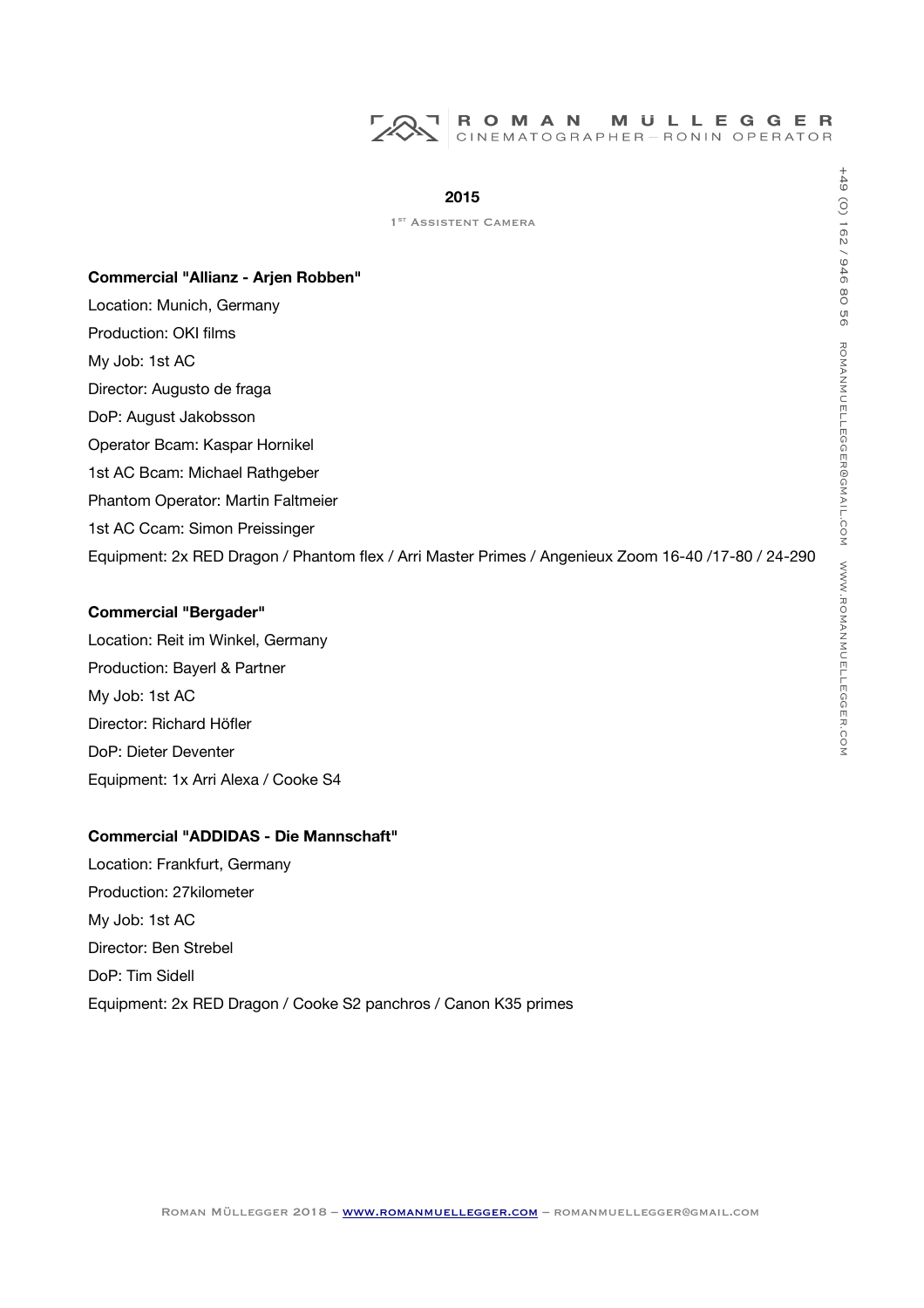## 2015

1ST Assistent Camera

**Commercial "Allianz - Arjen Robben"**

Location: Munich, Germany

Production: OKI films

My Job: 1st AC

Director: Augusto de fraga

DoP: August Jakobsson

Operator Bcam: Kaspar Hornikel

1st AC Bcam: Michael Rathgeber

Phantom Operator: Martin Faltmeier

1st AC Ccam: Simon Preissinger

Equipment: 2x RED Dragon / Phantom flex / Arri Master Primes / Angenieux Zoom 16-40 /17-80 / 24-290

**Commercial "Bergader"**

Location: Reit im Winkel, Germany

Production: Bayerl & Partner

My Job: 1st AC

Director: Richard Höfler

DoP: Dieter Deventer

Equipment: 1x Arri Alexa / Cooke S4

**Commercial "ADDIDAS - Die Mannschaft"**

Location: Frankfurt, Germany

Production: 27kilometer

My Job: 1st AC

Director: Ben Strebel

DoP: Tim Sidell

Equipment: 2x RED Dragon / Cooke S2 panchros / Canon K35 primes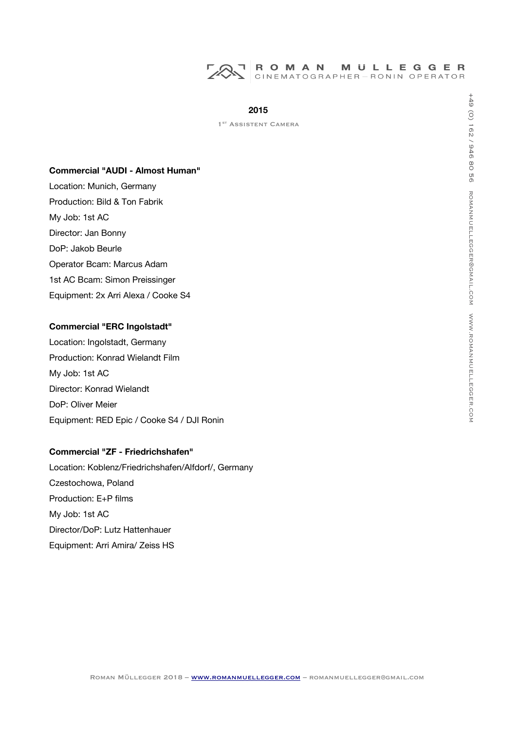## 2015

1st Assistent Camera

**Commercial "AUDI - Almost Human"**

Location: Munich, Germany
Production: Bild & Ton Fabrik
My Job: 1st AC
Director: Jan Bonny
DoP: Jakob Beurle
Operator Bcam: Marcus Adam
1st AC Bcam: Simon Preissinger
Equipment: 2x Arri Alexa / Cooke S4

**Commercial "ERC Ingolstadt"**

Location: Ingolstadt, Germany
Production: Konrad Wielandt Film
My Job: 1st AC
Director: Konrad Wielandt
DoP: Oliver Meier
Equipment: RED Epic / Cooke S4 / DJI Ronin

**Commercial "ZF - Friedrichshafen"**

Location: Koblenz/Friedrichshafen/Alfdorf/, Germany
Czestochowa, Poland
Production: E+P films
My Job: 1st AC
Director/DoP: Lutz Hattenhauer
Equipment: Arri Amira/ Zeiss HS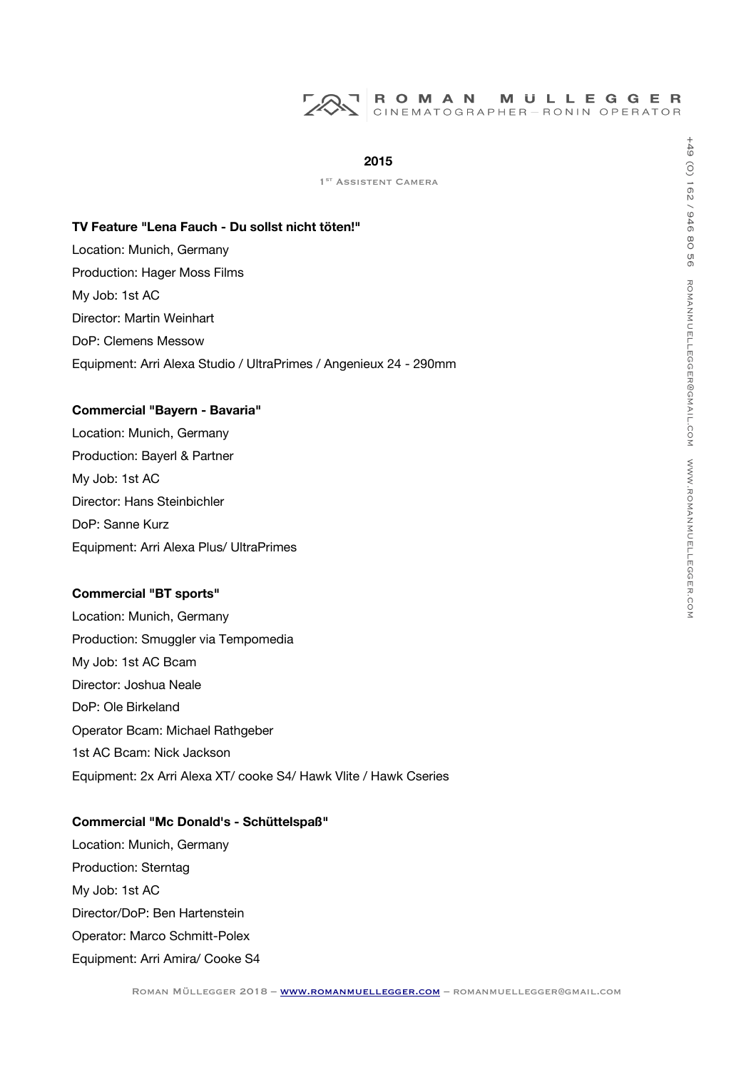## 2015

1st Assistent Camera

**TV Feature "Lena Fauch - Du sollst nicht töten!"**

Location: Munich, Germany
Production: Hager Moss Films
My Job: 1st AC
Director: Martin Weinhart
DoP: Clemens Messow
Equipment: Arri Alexa Studio / UltraPrimes / Angenieux 24 - 290mm

**Commercial "Bayern - Bavaria"**

Location: Munich, Germany
Production: Bayerl & Partner
My Job: 1st AC
Director: Hans Steinbichler
DoP: Sanne Kurz
Equipment: Arri Alexa Plus/ UltraPrimes

**Commercial "BT sports"**

Location: Munich, Germany
Production: Smuggler via Tempomedia
My Job: 1st AC Bcam
Director: Joshua Neale
DoP: Ole Birkeland
Operator Bcam: Michael Rathgeber
1st AC Bcam: Nick Jackson
Equipment: 2x Arri Alexa XT/ cooke S4/ Hawk Vlite / Hawk Cseries

**Commercial "Mc Donald's - Schüttelspaß"**

Location: Munich, Germany
Production: Sterntag
My Job: 1st AC
Director/DoP: Ben Hartenstein
Operator: Marco Schmitt-Polex
Equipment: Arri Amira/ Cooke S4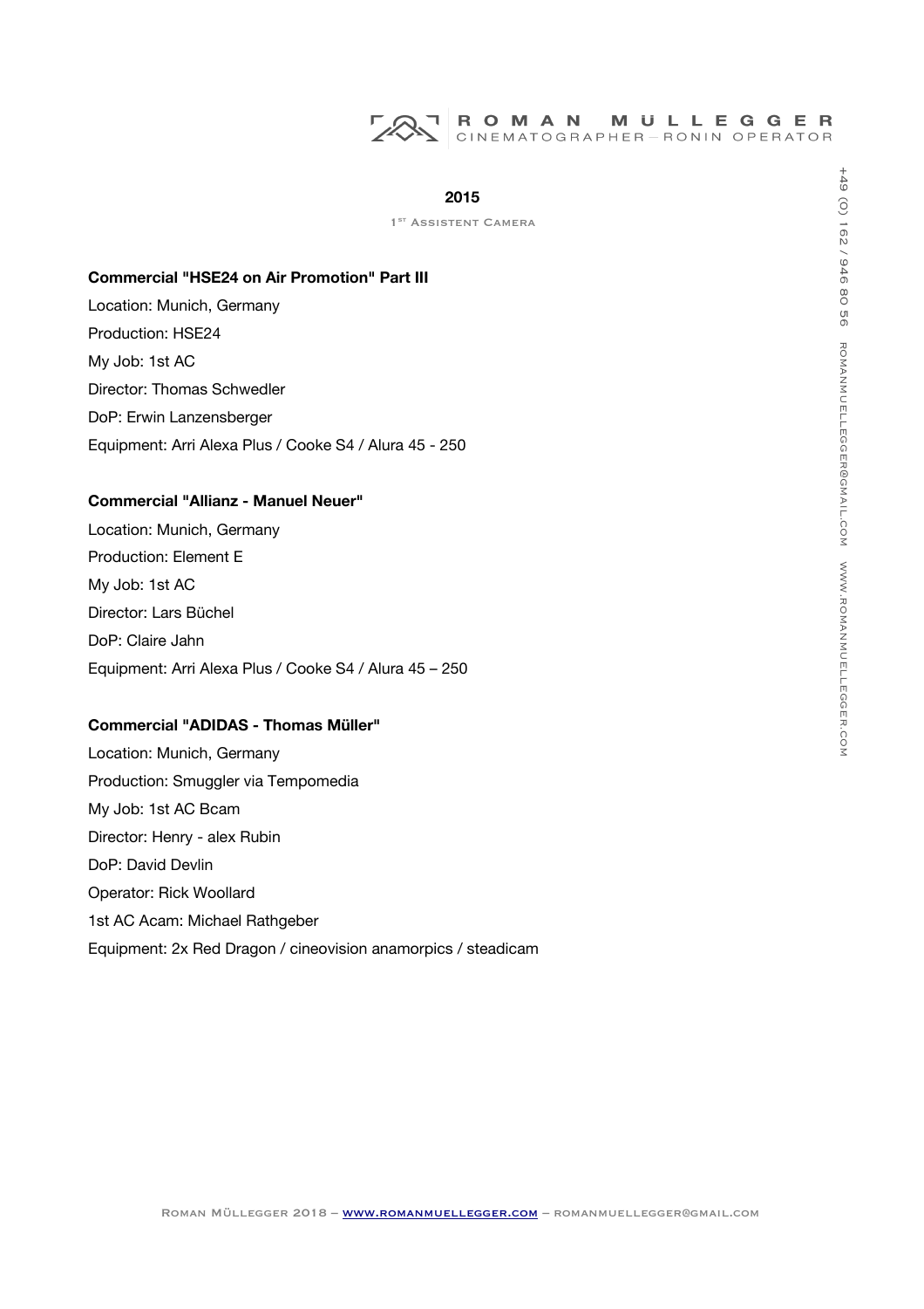## 2015

1ST ASSISTENT CAMERA

**Commercial "HSE24 on Air Promotion" Part III**

Location: Munich, Germany

Production: HSE24

My Job: 1st AC

Director: Thomas Schwedler

DoP: Erwin Lanzensberger

Equipment: Arri Alexa Plus / Cooke S4 / Alura 45 - 250

**Commercial "Allianz - Manuel Neuer"**

Location: Munich, Germany

Production: Element E

My Job: 1st AC

Director: Lars Büchel

DoP: Claire Jahn

Equipment: Arri Alexa Plus / Cooke S4 / Alura 45 – 250

**Commercial "ADIDAS - Thomas Müller"**

Location: Munich, Germany

Production: Smuggler via Tempomedia

My Job: 1st AC Bcam

Director: Henry - alex Rubin

DoP: David Devlin

Operator: Rick Woollard

1st AC Acam: Michael Rathgeber

Equipment: 2x Red Dragon / cineovision anamorpics / steadicam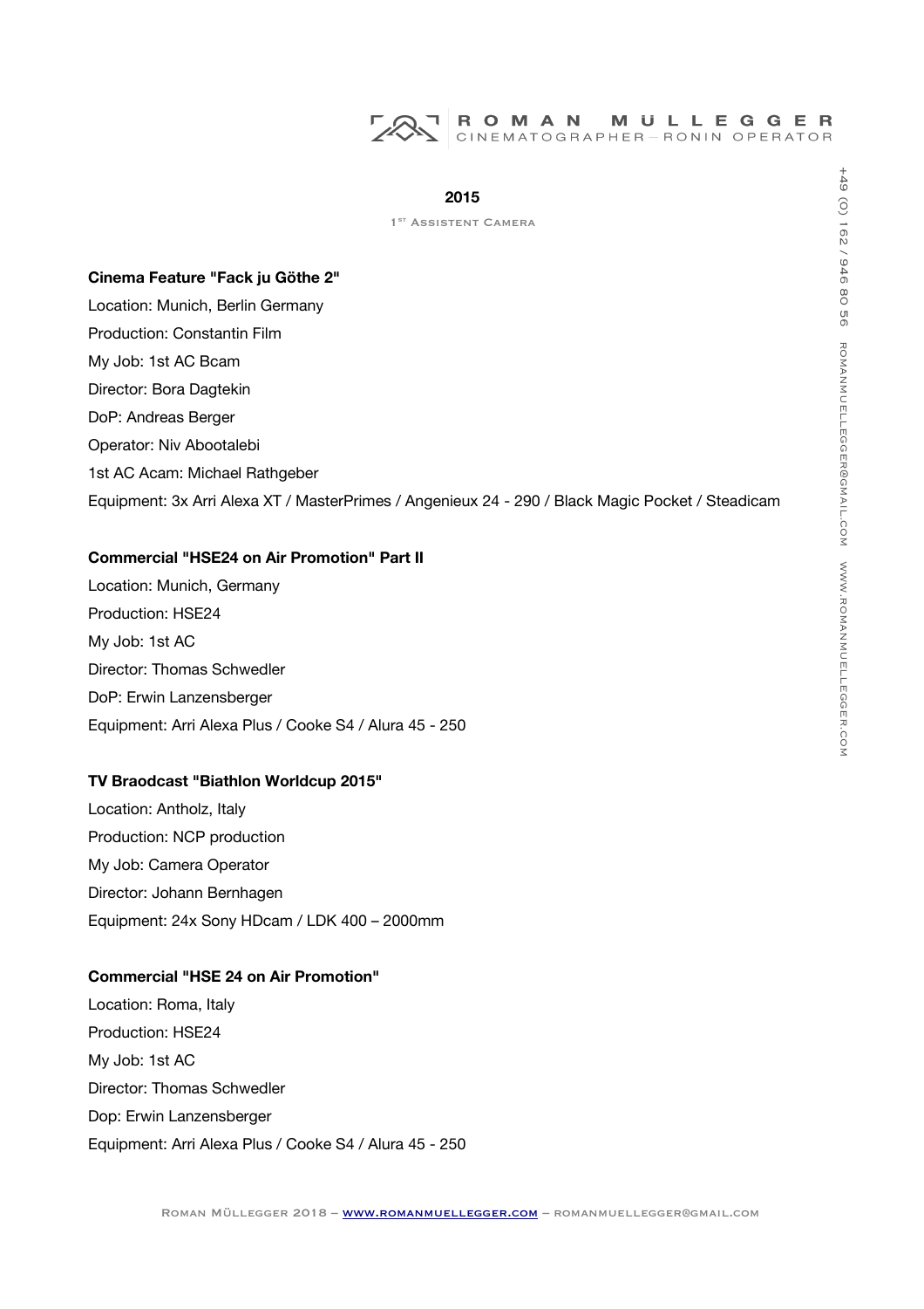## 2015

1[ST] Assistent Camera

**Cinema Feature "Fack ju Göthe 2"**

Location: Munich, Berlin Germany

Production: Constantin Film

My Job: 1st AC Bcam

Director: Bora Dagtekin

DoP: Andreas Berger

Operator: Niv Abootalebi

1st AC Acam: Michael Rathgeber

Equipment: 3x Arri Alexa XT / MasterPrimes / Angenieux 24 - 290 / Black Magic Pocket / Steadicam

**Commercial "HSE24 on Air Promotion" Part II**

Location: Munich, Germany

Production: HSE24

My Job: 1st AC

Director: Thomas Schwedler

DoP: Erwin Lanzensberger

Equipment: Arri Alexa Plus / Cooke S4 / Alura 45 - 250

**TV Braodcast "Biathlon Worldcup 2015"**

Location: Antholz, Italy

Production: NCP production

My Job: Camera Operator

Director: Johann Bernhagen

Equipment: 24x Sony HDcam / LDK 400 – 2000mm

**Commercial "HSE 24 on Air Promotion"**

Location: Roma, Italy

Production: HSE24

My Job: 1st AC

Director: Thomas Schwedler

Dop: Erwin Lanzensberger

Equipment: Arri Alexa Plus / Cooke S4 / Alura 45 - 250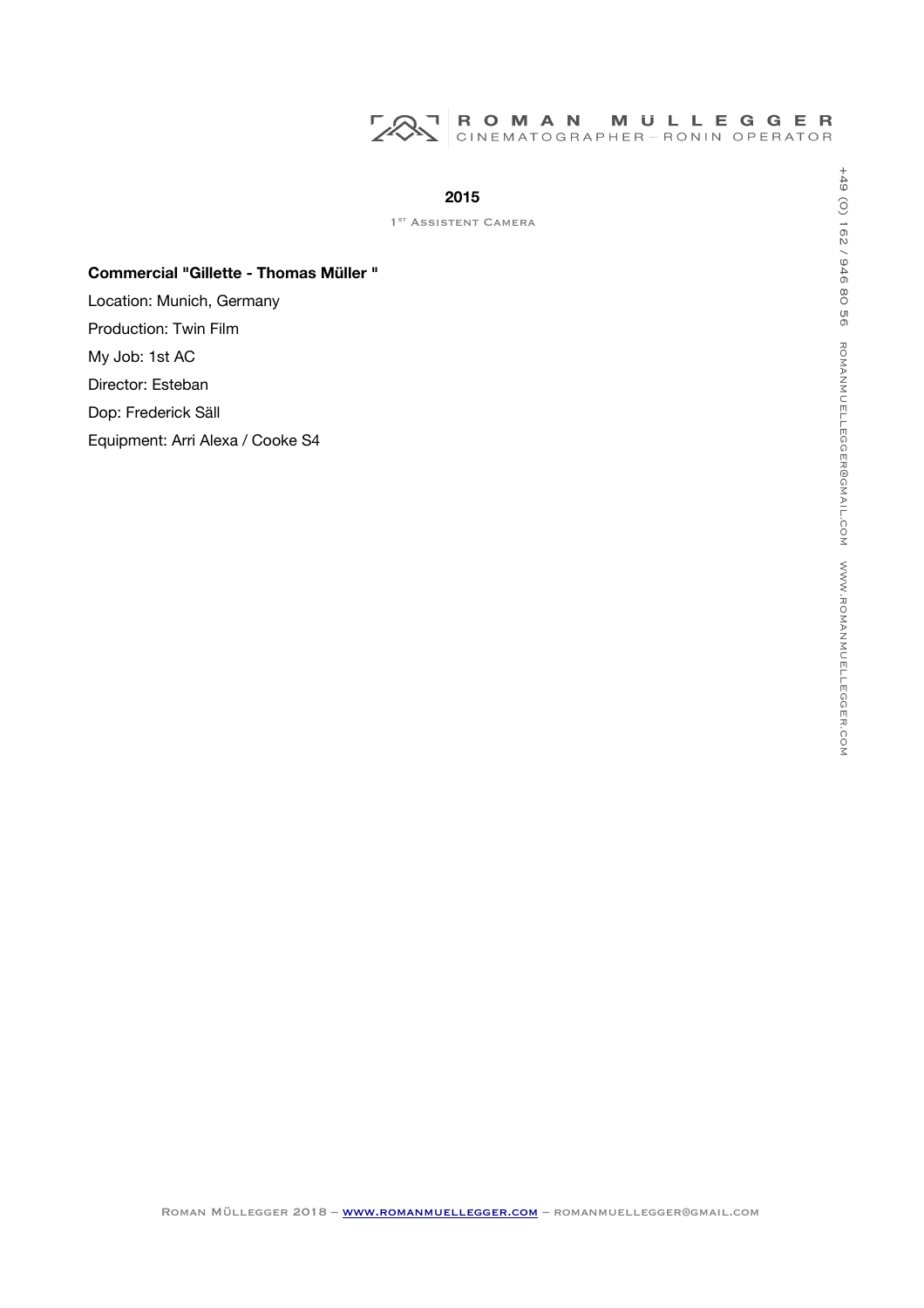## 2015

1st Assistent Camera

**Commercial "Gillette - Thomas Müller "**

Location: Munich, Germany

Production: Twin Film

My Job: 1st AC

Director: Esteban

Dop: Frederick Säll

Equipment: Arri Alexa / Cooke S4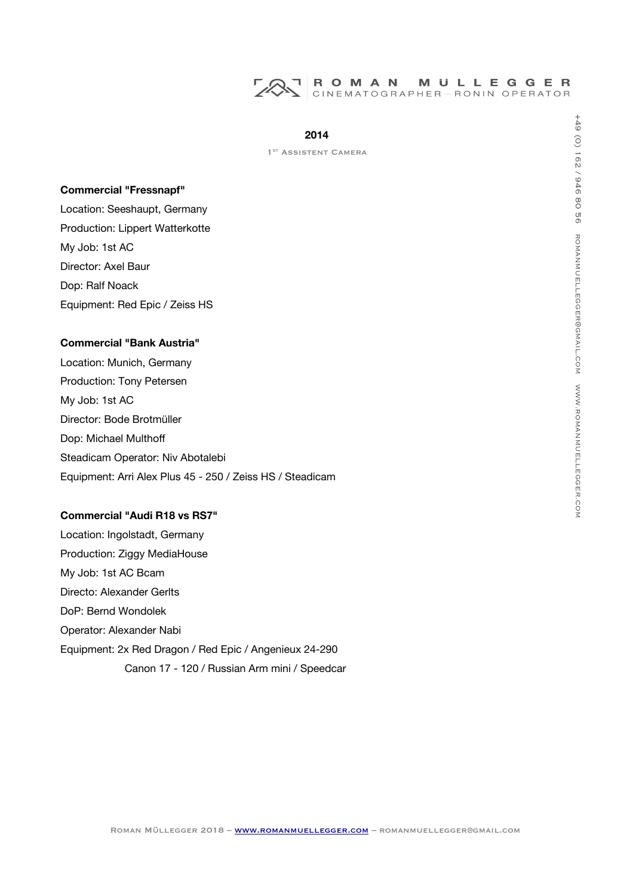## 2014

1st Assistent Camera

**Commercial "Fressnapf"**

Location: Seeshaupt, Germany
Production: Lippert Watterkotte
My Job: 1st AC
Director: Axel Baur
Dop: Ralf Noack
Equipment: Red Epic / Zeiss HS

**Commercial "Bank Austria"**

Location: Munich, Germany
Production: Tony Petersen
My Job: 1st AC
Director: Bode Brotmüller
Dop: Michael Multhoff
Steadicam Operator: Niv Abotalebi
Equipment: Arri Alex Plus 45 - 250 / Zeiss HS / Steadicam

**Commercial "Audi R18 vs RS7"**

Location: Ingolstadt, Germany
Production: Ziggy MediaHouse
My Job: 1st AC Bcam
Directo: Alexander Gerlts
DoP: Bernd Wondolek
Operator: Alexander Nabi
Equipment: 2x Red Dragon / Red Epic / Angenieux 24-290
Canon 17 - 120 / Russian Arm mini / Speedcar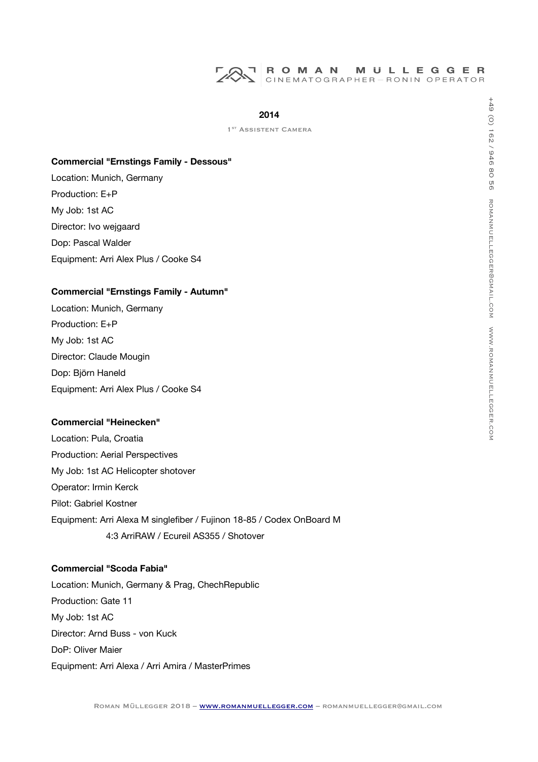## 2014

1st Assistent Camera

**Commercial "Ernstings Family - Dessous"**

Location: Munich, Germany

Production: E+P

My Job: 1st AC

Director: Ivo wejgaard

Dop: Pascal Walder

Equipment: Arri Alex Plus / Cooke S4

**Commercial "Ernstings Family - Autumn"**

Location: Munich, Germany

Production: E+P

My Job: 1st AC

Director: Claude Mougin

Dop: Björn Haneld

Equipment: Arri Alex Plus / Cooke S4

**Commercial "Heinecken"**

Location: Pula, Croatia

Production: Aerial Perspectives

My Job: 1st AC Helicopter shotover

Operator: Irmin Kerck

Pilot: Gabriel Kostner

Equipment: Arri Alexa M singlefiber / Fujinon 18-85 / Codex OnBoard M 4:3 ArriRAW / Ecureil AS355 / Shotover

**Commercial "Scoda Fabia"**

Location: Munich, Germany & Prag, ChechRepublic

Production: Gate 11

My Job: 1st AC

Director: Arnd Buss - von Kuck

DoP: Oliver Maier

Equipment: Arri Alexa / Arri Amira / MasterPrimes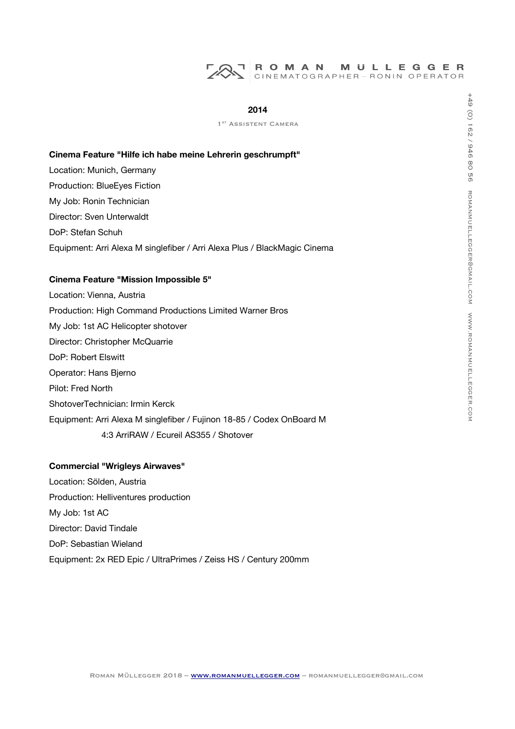## 2014

1ST ASSISTENT CAMERA

**Cinema Feature "Hilfe ich habe meine Lehrerin geschrumpft"**

Location: Munich, Germany

Production: BlueEyes Fiction

My Job: Ronin Technician

Director: Sven Unterwaldt

DoP: Stefan Schuh

Equipment: Arri Alexa M singlefiber / Arri Alexa Plus / BlackMagic Cinema

**Cinema Feature "Mission Impossible 5"**

Location: Vienna, Austria

Production: High Command Productions Limited Warner Bros

My Job: 1st AC Helicopter shotover

Director: Christopher McQuarrie

DoP: Robert Elswitt

Operator: Hans Bjerno

Pilot: Fred North

ShotoverTechnician: Irmin Kerck

Equipment: Arri Alexa M singlefiber / Fujinon 18-85 / Codex OnBoard M 4:3 ArriRAW / Ecureil AS355 / Shotover

**Commercial "Wrigleys Airwaves"**

Location: Sölden, Austria

Production: Helliventures production

My Job: 1st AC

Director: David Tindale

DoP: Sebastian Wieland

Equipment: 2x RED Epic / UltraPrimes / Zeiss HS / Century 200mm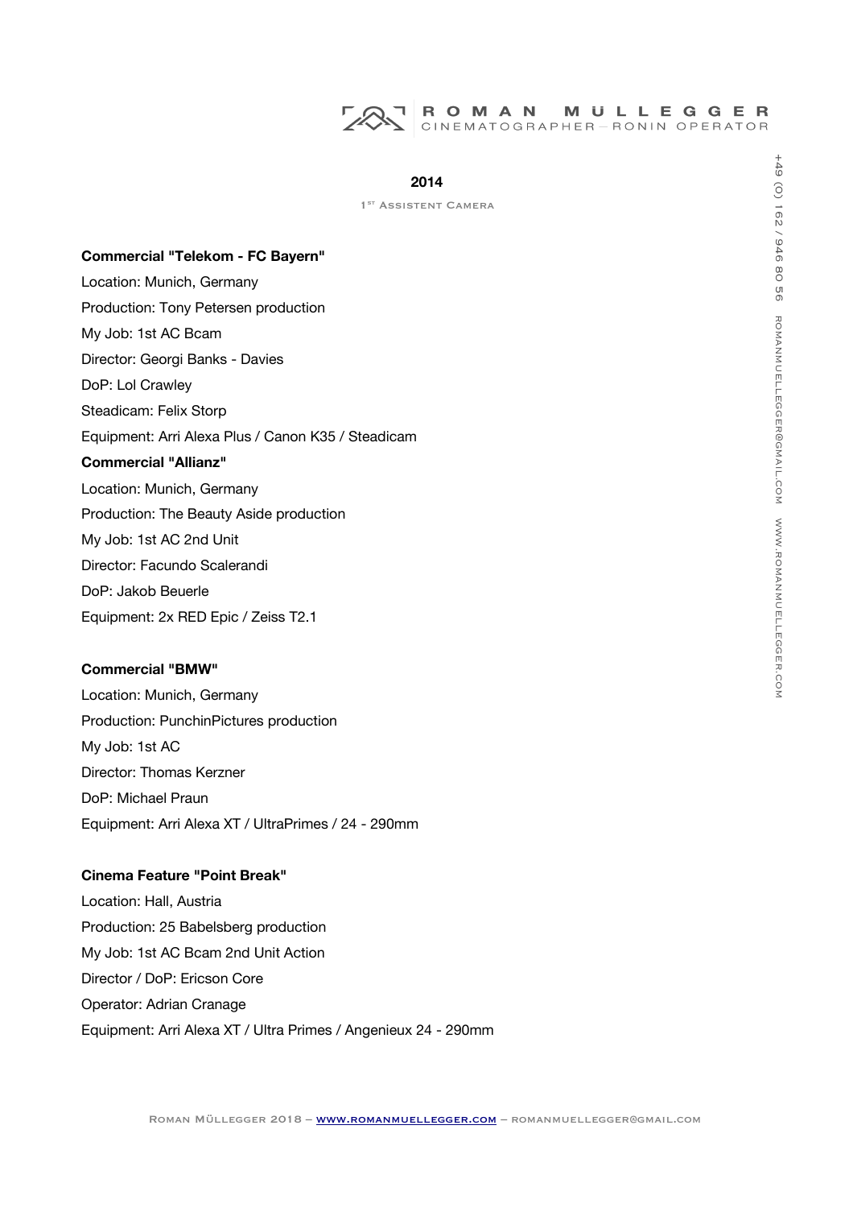## 2014

1ST Assistent Camera

**Commercial "Telekom - FC Bayern"**

Location: Munich, Germany

Production: Tony Petersen production

My Job: 1st AC Bcam

Director: Georgi Banks - Davies

DoP: Lol Crawley

Steadicam: Felix Storp

Equipment: Arri Alexa Plus / Canon K35 / Steadicam

**Commercial "Allianz"**

Location: Munich, Germany

Production: The Beauty Aside production

My Job: 1st AC 2nd Unit

Director: Facundo Scalerandi

DoP: Jakob Beuerle

Equipment: 2x RED Epic / Zeiss T2.1

**Commercial "BMW"**

Location: Munich, Germany

Production: PunchinPictures production

My Job: 1st AC

Director: Thomas Kerzner

DoP: Michael Praun

Equipment: Arri Alexa XT / UltraPrimes / 24 - 290mm

**Cinema Feature "Point Break"**

Location: Hall, Austria

Production: 25 Babelsberg production

My Job: 1st AC Bcam 2nd Unit Action

Director / DoP: Ericson Core

Operator: Adrian Cranage

Equipment: Arri Alexa XT / Ultra Primes / Angenieux 24 - 290mm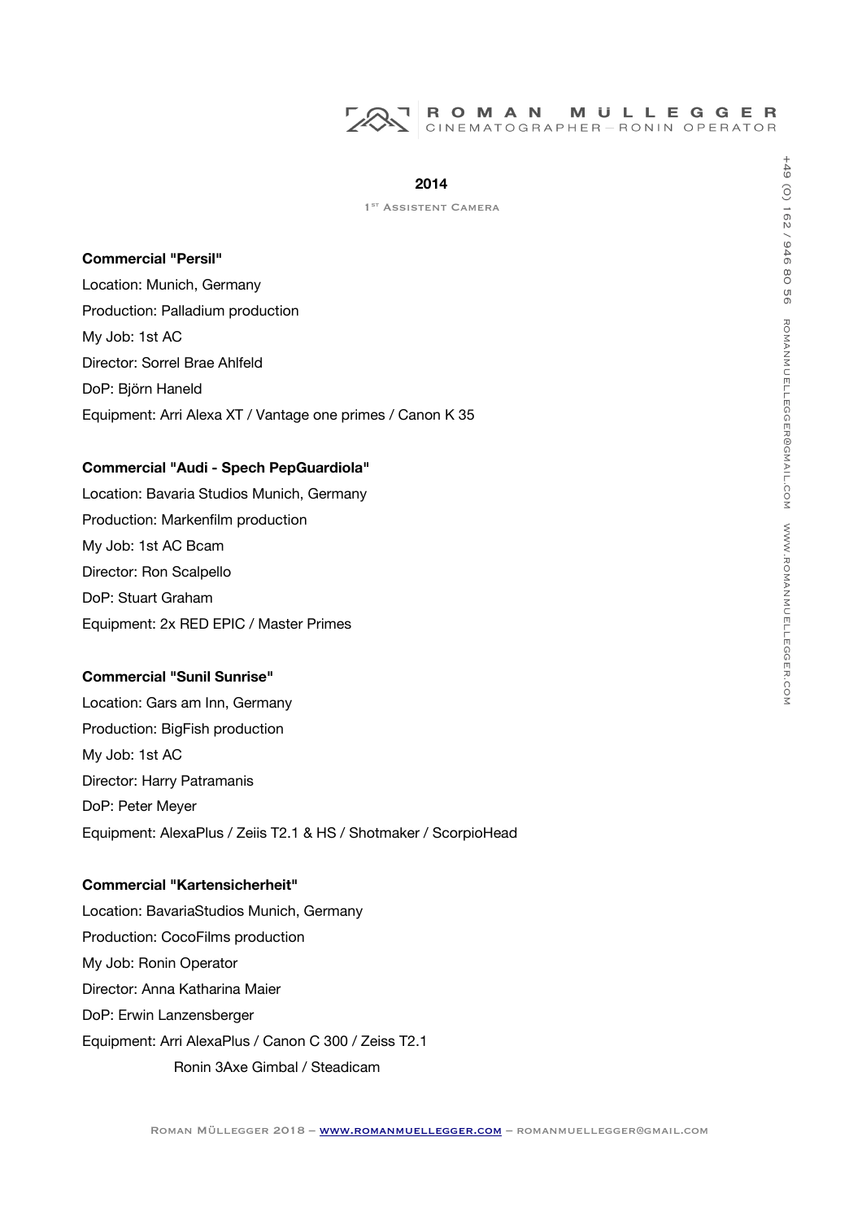## 2014

1ST ASSISTENT CAMERA

**Commercial "Persil"**

Location: Munich, Germany

Production: Palladium production

My Job: 1st AC

Director: Sorrel Brae Ahlfeld

DoP: Björn Haneld

Equipment: Arri Alexa XT / Vantage one primes / Canon K 35

**Commercial "Audi - Spech PepGuardiola"**

Location: Bavaria Studios Munich, Germany

Production: Markenfilm production

My Job: 1st AC Bcam

Director: Ron Scalpello

DoP: Stuart Graham

Equipment: 2x RED EPIC / Master Primes

**Commercial "Sunil Sunrise"**

Location: Gars am Inn, Germany

Production: BigFish production

My Job: 1st AC

Director: Harry Patramanis

DoP: Peter Meyer

Equipment: AlexaPlus / Zeiis T2.1 & HS / Shotmaker / ScorpioHead

**Commercial "Kartensicherheit"**

Location: BavariaStudios Munich, Germany

Production: CocoFilms production

My Job: Ronin Operator

Director: Anna Katharina Maier

DoP: Erwin Lanzensberger

Equipment: Arri AlexaPlus / Canon C 300 / Zeiss T2.1
Ronin 3Axe Gimbal / Steadicam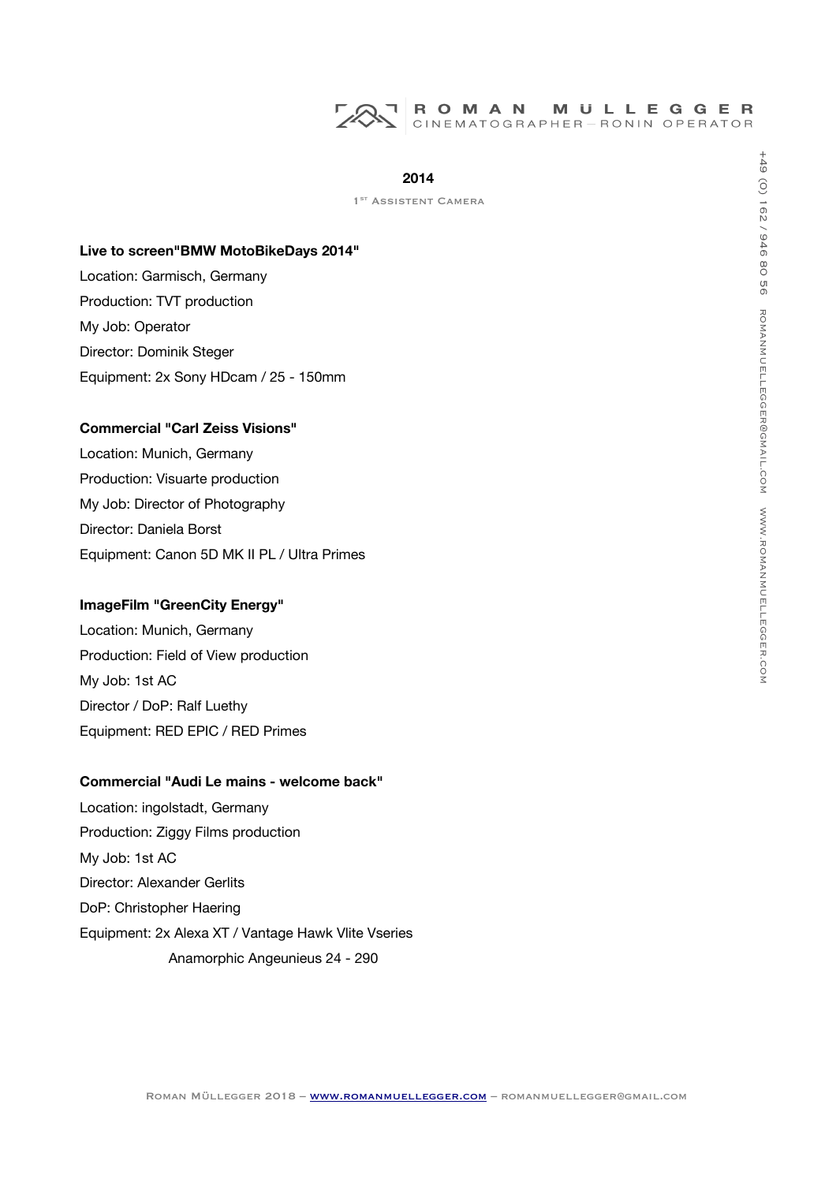## 2014

1ST ASSISTENT CAMERA

**Live to screen"BMW MotoBikeDays 2014"**

Location: Garmisch, Germany
Production: TVT production
My Job: Operator
Director: Dominik Steger
Equipment: 2x Sony HDcam / 25 - 150mm

**Commercial "Carl Zeiss Visions"**

Location: Munich, Germany
Production: Visuarte production
My Job: Director of Photography
Director: Daniela Borst
Equipment: Canon 5D MK II PL / Ultra Primes

**ImageFilm "GreenCity Energy"**

Location: Munich, Germany
Production: Field of View production
My Job: 1st AC
Director / DoP: Ralf Luethy
Equipment: RED EPIC / RED Primes

**Commercial "Audi Le mains - welcome back"**

Location: ingolstadt, Germany
Production: Ziggy Films production
My Job: 1st AC
Director: Alexander Gerlits
DoP: Christopher Haering
Equipment: 2x Alexa XT / Vantage Hawk Vlite Vseries
Anamorphic Angeunieus 24 - 290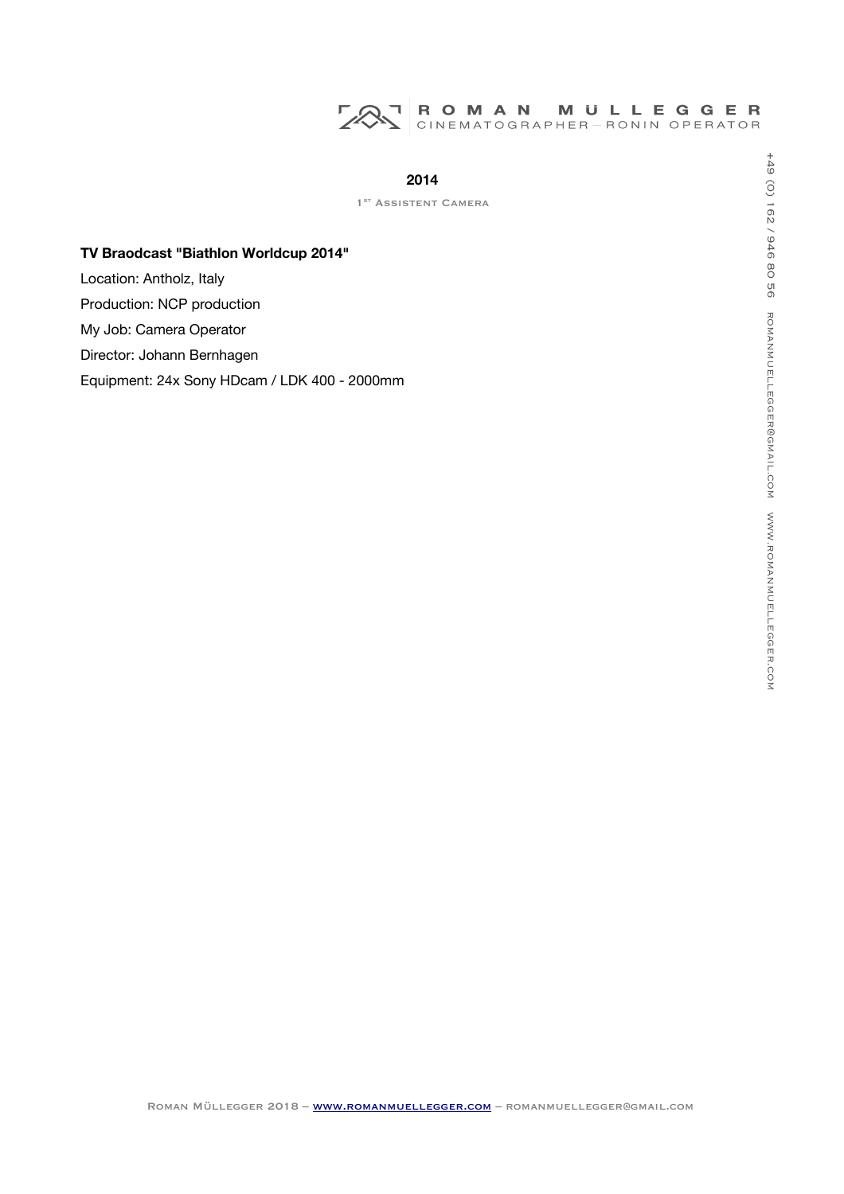## 2014

1ST ASSISTENT CAMERA

**TV Braodcast "Biathlon Worldcup 2014"**

Location: Antholz, Italy

Production: NCP production

My Job: Camera Operator

Director: Johann Bernhagen

Equipment: 24x Sony HDcam / LDK 400 - 2000mm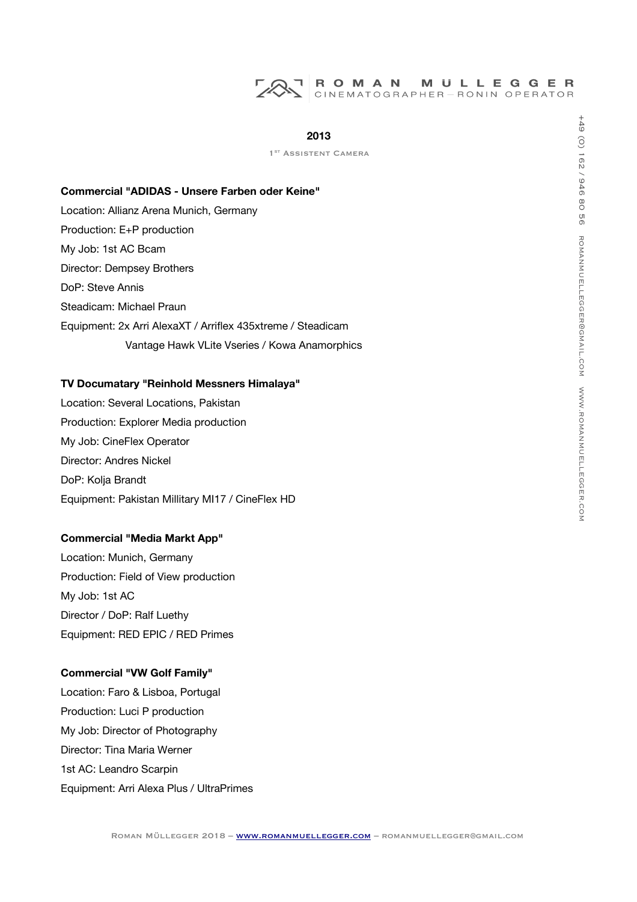## 2013

1ST ASSISTENT CAMERA

**Commercial "ADIDAS - Unsere Farben oder Keine"**

Location: Allianz Arena Munich, Germany
Production: E+P production
My Job: 1st AC Bcam
Director: Dempsey Brothers
DoP: Steve Annis
Steadicam: Michael Praun
Equipment: 2x Arri AlexaXT / Arriflex 435xtreme / Steadicam
Vantage Hawk VLite Vseries / Kowa Anamorphics

**TV Documatary "Reinhold Messners Himalaya"**

Location: Several Locations, Pakistan
Production: Explorer Media production
My Job: CineFlex Operator
Director: Andres Nickel
DoP: Kolja Brandt
Equipment: Pakistan Millitary MI17 / CineFlex HD

**Commercial "Media Markt App"**

Location: Munich, Germany
Production: Field of View production
My Job: 1st AC
Director / DoP: Ralf Luethy
Equipment: RED EPIC / RED Primes

**Commercial "VW Golf Family"**

Location: Faro & Lisboa, Portugal
Production: Luci P production
My Job: Director of Photography
Director: Tina Maria Werner
1st AC: Leandro Scarpin
Equipment: Arri Alexa Plus / UltraPrimes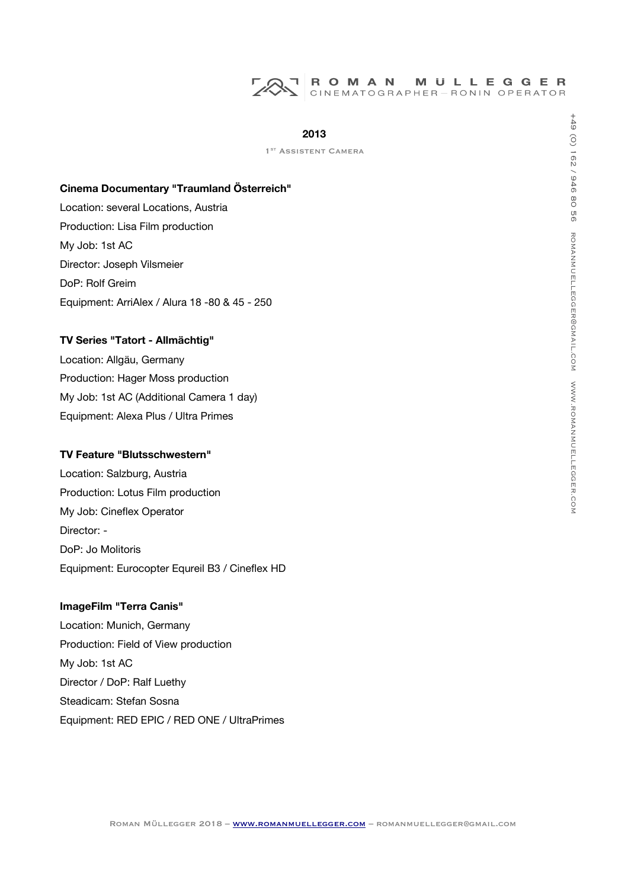## 2013

1[ST] Assistent Camera

**Cinema Documentary "Traumland Österreich"**

Location: several Locations, Austria
Production: Lisa Film production
My Job: 1st AC
Director: Joseph Vilsmeier
DoP: Rolf Greim
Equipment: ArriAlex / Alura 18 -80 & 45 - 250

**TV Series "Tatort - Allmächtig"**

Location: Allgäu, Germany
Production: Hager Moss production
My Job: 1st AC (Additional Camera 1 day)
Equipment: Alexa Plus / Ultra Primes

**TV Feature "Blutsschwestern"**

Location: Salzburg, Austria
Production: Lotus Film production
My Job: Cineflex Operator
Director: -
DoP: Jo Molitoris
Equipment: Eurocopter Equreil B3 / Cineflex HD

**ImageFilm "Terra Canis"**

Location: Munich, Germany
Production: Field of View production
My Job: 1st AC
Director / DoP: Ralf Luethy
Steadicam: Stefan Sosna
Equipment: RED EPIC / RED ONE / UltraPrimes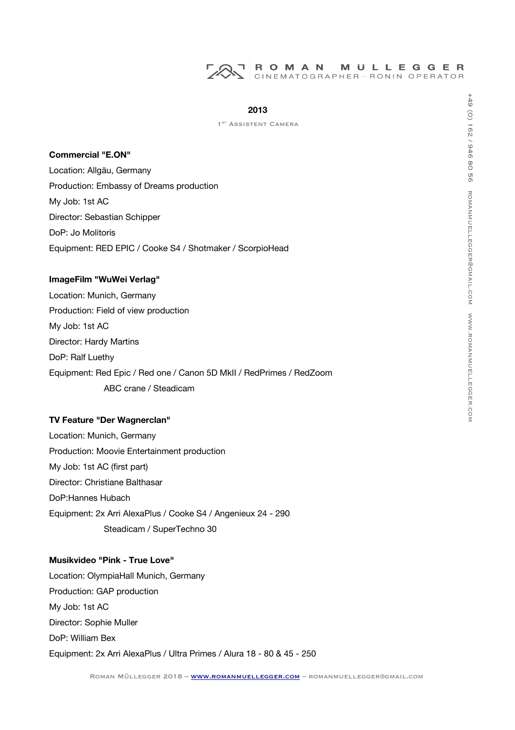## 2013

1ST ASSISTENT CAMERA

**Commercial "E.ON"**

Location: Allgäu, Germany
Production: Embassy of Dreams production
My Job: 1st AC
Director: Sebastian Schipper
DoP: Jo Molitoris
Equipment: RED EPIC / Cooke S4 / Shotmaker / ScorpioHead

**ImageFilm "WuWei Verlag"**

Location: Munich, Germany
Production: Field of view production
My Job: 1st AC
Director: Hardy Martins
DoP: Ralf Luethy
Equipment: Red Epic / Red one / Canon 5D MkII / RedPrimes / RedZoom
ABC crane / Steadicam

**TV Feature "Der Wagnerclan"**

Location: Munich, Germany
Production: Moovie Entertainment production
My Job: 1st AC (first part)
Director: Christiane Balthasar
DoP:Hannes Hubach
Equipment: 2x Arri AlexaPlus / Cooke S4 / Angenieux 24 - 290
Steadicam / SuperTechno 30

**Musikvideo "Pink - True Love"**

Location: OlympiaHall Munich, Germany
Production: GAP production
My Job: 1st AC
Director: Sophie Muller
DoP: William Bex
Equipment: 2x Arri AlexaPlus / Ultra Primes / Alura 18 - 80 & 45 - 250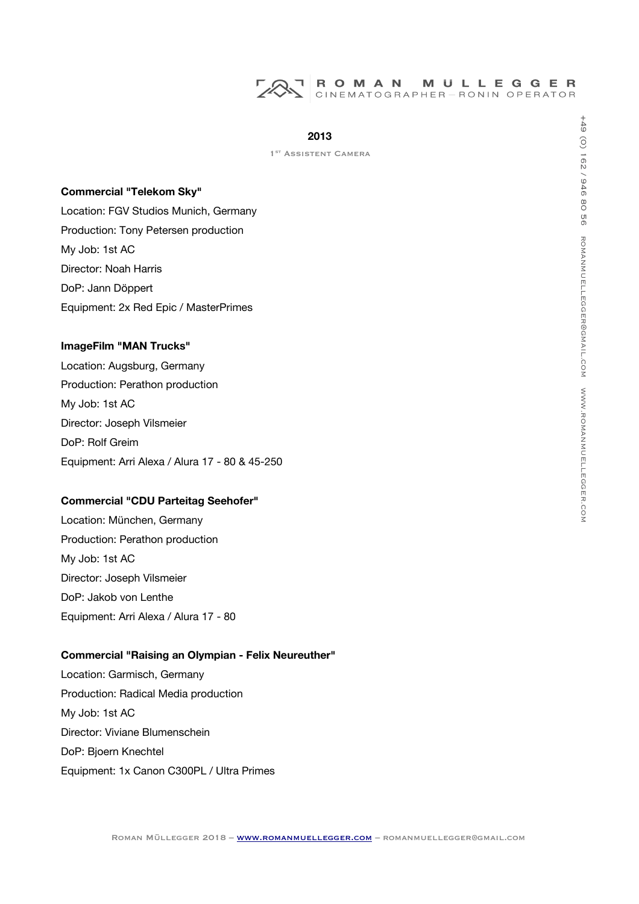## 2013

1st Assistent Camera

**Commercial "Telekom Sky"**

Location: FGV Studios Munich, Germany
Production: Tony Petersen production
My Job: 1st AC
Director: Noah Harris
DoP: Jann Döppert
Equipment: 2x Red Epic / MasterPrimes

**ImageFilm "MAN Trucks"**

Location: Augsburg, Germany
Production: Perathon production
My Job: 1st AC
Director: Joseph Vilsmeier
DoP: Rolf Greim
Equipment: Arri Alexa / Alura 17 - 80 & 45-250

**Commercial "CDU Parteitag Seehofer"**

Location: München, Germany
Production: Perathon production
My Job: 1st AC
Director: Joseph Vilsmeier
DoP: Jakob von Lenthe
Equipment: Arri Alexa / Alura 17 - 80

**Commercial "Raising an Olympian - Felix Neureuther"**

Location: Garmisch, Germany
Production: Radical Media production
My Job: 1st AC
Director: Viviane Blumenschein
DoP: Bjoern Knechtel
Equipment: 1x Canon C300PL / Ultra Primes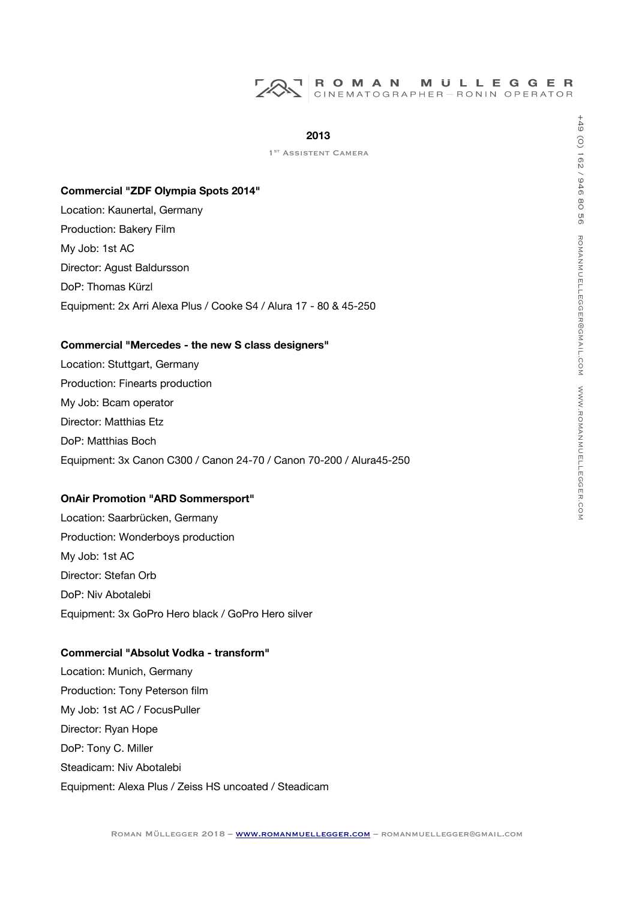## 2013

1ST ASSISTENT CAMERA

**Commercial "ZDF Olympia Spots 2014"**

Location: Kaunertal, Germany
Production: Bakery Film
My Job: 1st AC
Director: Agust Baldursson
DoP: Thomas Kürzl
Equipment: 2x Arri Alexa Plus / Cooke S4 / Alura 17 - 80 & 45-250

**Commercial "Mercedes - the new S class designers"**

Location: Stuttgart, Germany
Production: Finearts production
My Job: Bcam operator
Director: Matthias Etz
DoP: Matthias Boch
Equipment: 3x Canon C300 / Canon 24-70 / Canon 70-200 / Alura45-250

**OnAir Promotion "ARD Sommersport"**

Location: Saarbrücken, Germany
Production: Wonderboys production
My Job: 1st AC
Director: Stefan Orb
DoP: Niv Abotalebi
Equipment: 3x GoPro Hero black / GoPro Hero silver

**Commercial "Absolut Vodka - transform"**

Location: Munich, Germany
Production: Tony Peterson film
My Job: 1st AC / FocusPuller
Director: Ryan Hope
DoP: Tony C. Miller
Steadicam: Niv Abotalebi
Equipment: Alexa Plus / Zeiss HS uncoated / Steadicam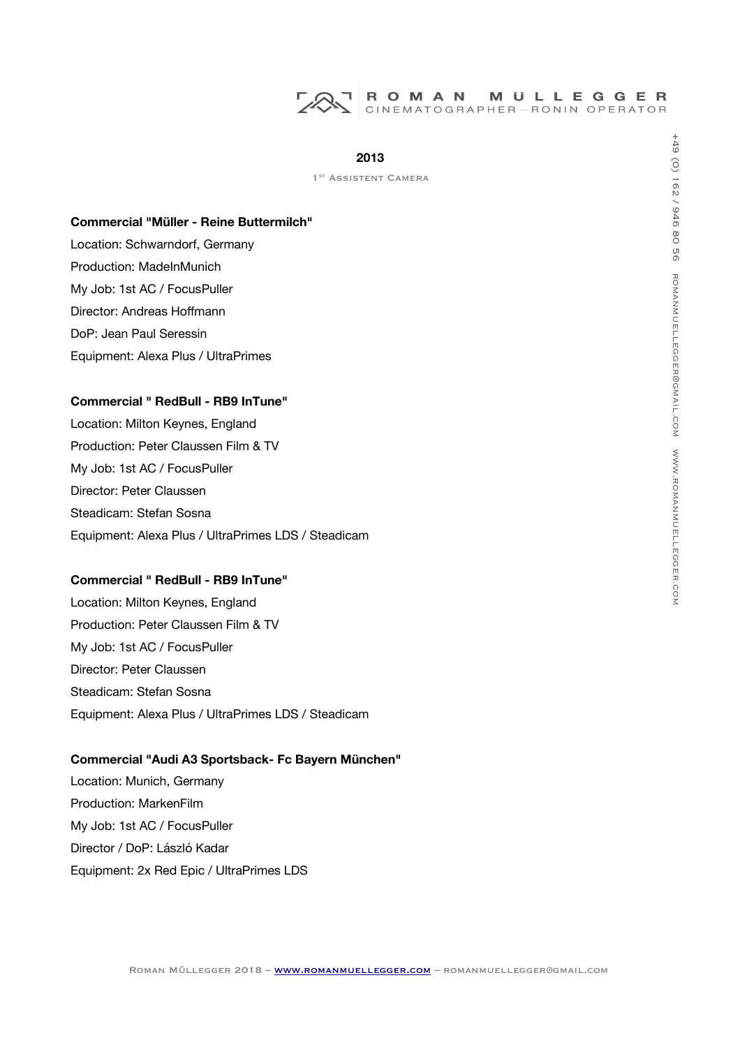## 2013

1ST ASSISTENT CAMERA

**Commercial "Müller - Reine Buttermilch"**

Location: Schwarndorf, Germany
Production: MadeInMunich
My Job: 1st AC / FocusPuller
Director: Andreas Hoffmann
DoP: Jean Paul Seressin
Equipment: Alexa Plus / UltraPrimes

**Commercial " RedBull - RB9 InTune"**

Location: Milton Keynes, England
Production: Peter Claussen Film & TV
My Job: 1st AC / FocusPuller
Director: Peter Claussen
Steadicam: Stefan Sosna
Equipment: Alexa Plus / UltraPrimes LDS / Steadicam

**Commercial " RedBull - RB9 InTune"**

Location: Milton Keynes, England
Production: Peter Claussen Film & TV
My Job: 1st AC / FocusPuller
Director: Peter Claussen
Steadicam: Stefan Sosna
Equipment: Alexa Plus / UltraPrimes LDS / Steadicam

**Commercial "Audi A3 Sportsback- Fc Bayern München"**

Location: Munich, Germany
Production: MarkenFilm
My Job: 1st AC / FocusPuller
Director / DoP: László Kadar
Equipment: 2x Red Epic / UltraPrimes LDS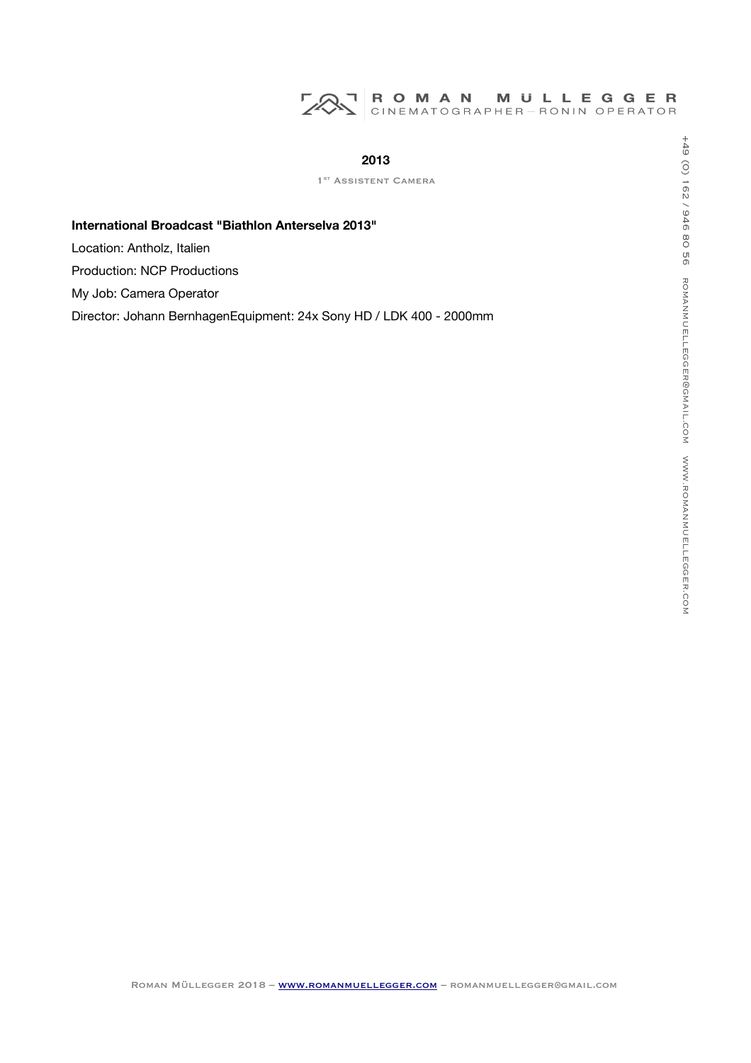## 2013

1ST ASSISTENT CAMERA

**International Broadcast "Biathlon Anterselva 2013"**

Location: Antholz, Italien

Production: NCP Productions

My Job: Camera Operator

Director: Johann BernhagenEquipment: 24x Sony HD / LDK 400 - 2000mm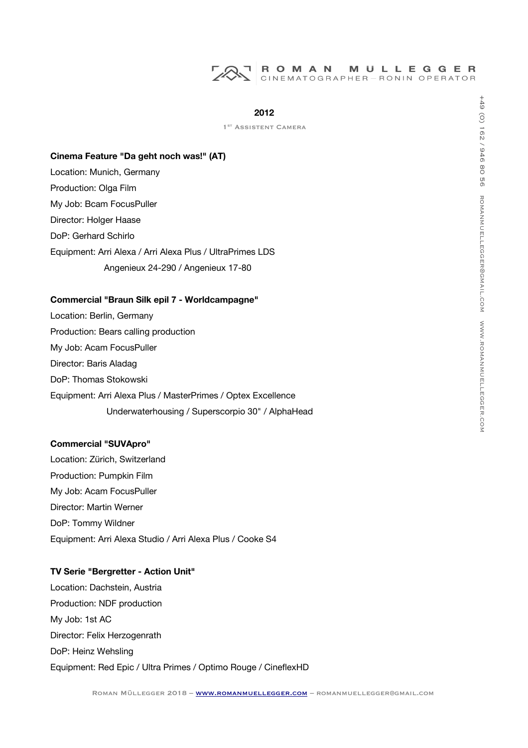## 2012

1[ST] Assistent Camera

**Cinema Feature "Da geht noch was!" (AT)**

Location: Munich, Germany

Production: Olga Film

My Job: Bcam FocusPuller

Director: Holger Haase

DoP: Gerhard Schirlo

Equipment: Arri Alexa / Arri Alexa Plus / UltraPrimes LDS
Angenieux 24-290 / Angenieux 17-80

**Commercial "Braun Silk epil 7 - Worldcampagne"**

Location: Berlin, Germany

Production: Bears calling production

My Job: Acam FocusPuller

Director: Baris Aladag

DoP: Thomas Stokowski

Equipment: Arri Alexa Plus / MasterPrimes / Optex Excellence
Underwaterhousing / Superscorpio 30" / AlphaHead

**Commercial "SUVApro"**

Location: Zürich, Switzerland

Production: Pumpkin Film

My Job: Acam FocusPuller

Director: Martin Werner

DoP: Tommy Wildner

Equipment: Arri Alexa Studio / Arri Alexa Plus / Cooke S4

**TV Serie "Bergretter - Action Unit"**

Location: Dachstein, Austria

Production: NDF production

My Job: 1st AC

Director: Felix Herzogenrath

DoP: Heinz Wehsling

Equipment: Red Epic / Ultra Primes / Optimo Rouge / CineflexHD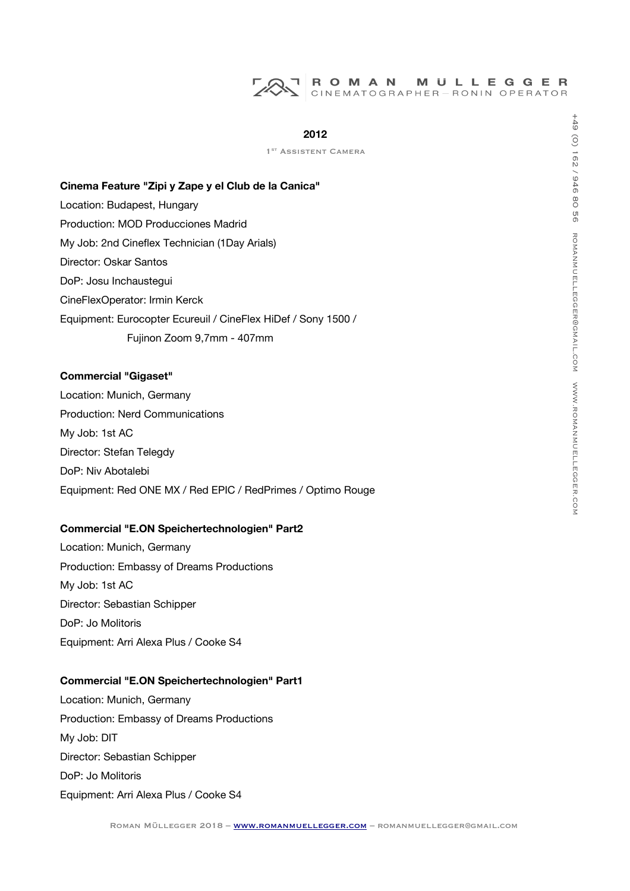## 2012

1ST ASSISTENT CAMERA

**Cinema Feature "Zipi y Zape y el Club de la Canica"**

Location: Budapest, Hungary

Production: MOD Producciones Madrid

My Job: 2nd Cineflex Technician (1Day Arials)

Director: Oskar Santos

DoP: Josu Inchaustegui

CineFlexOperator: Irmin Kerck

Equipment: Eurocopter Ecureuil / CineFlex HiDef / Sony 1500 / Fujinon Zoom 9,7mm - 407mm

**Commercial "Gigaset"**

Location: Munich, Germany

Production: Nerd Communications

My Job: 1st AC

Director: Stefan Telegdy

DoP: Niv Abotalebi

Equipment: Red ONE MX / Red EPIC / RedPrimes / Optimo Rouge

**Commercial "E.ON Speichertechnologien" Part2**

Location: Munich, Germany

Production: Embassy of Dreams Productions

My Job: 1st AC

Director: Sebastian Schipper

DoP: Jo Molitoris

Equipment: Arri Alexa Plus / Cooke S4

**Commercial "E.ON Speichertechnologien" Part1**

Location: Munich, Germany

Production: Embassy of Dreams Productions

My Job: DIT

Director: Sebastian Schipper

DoP: Jo Molitoris

Equipment: Arri Alexa Plus / Cooke S4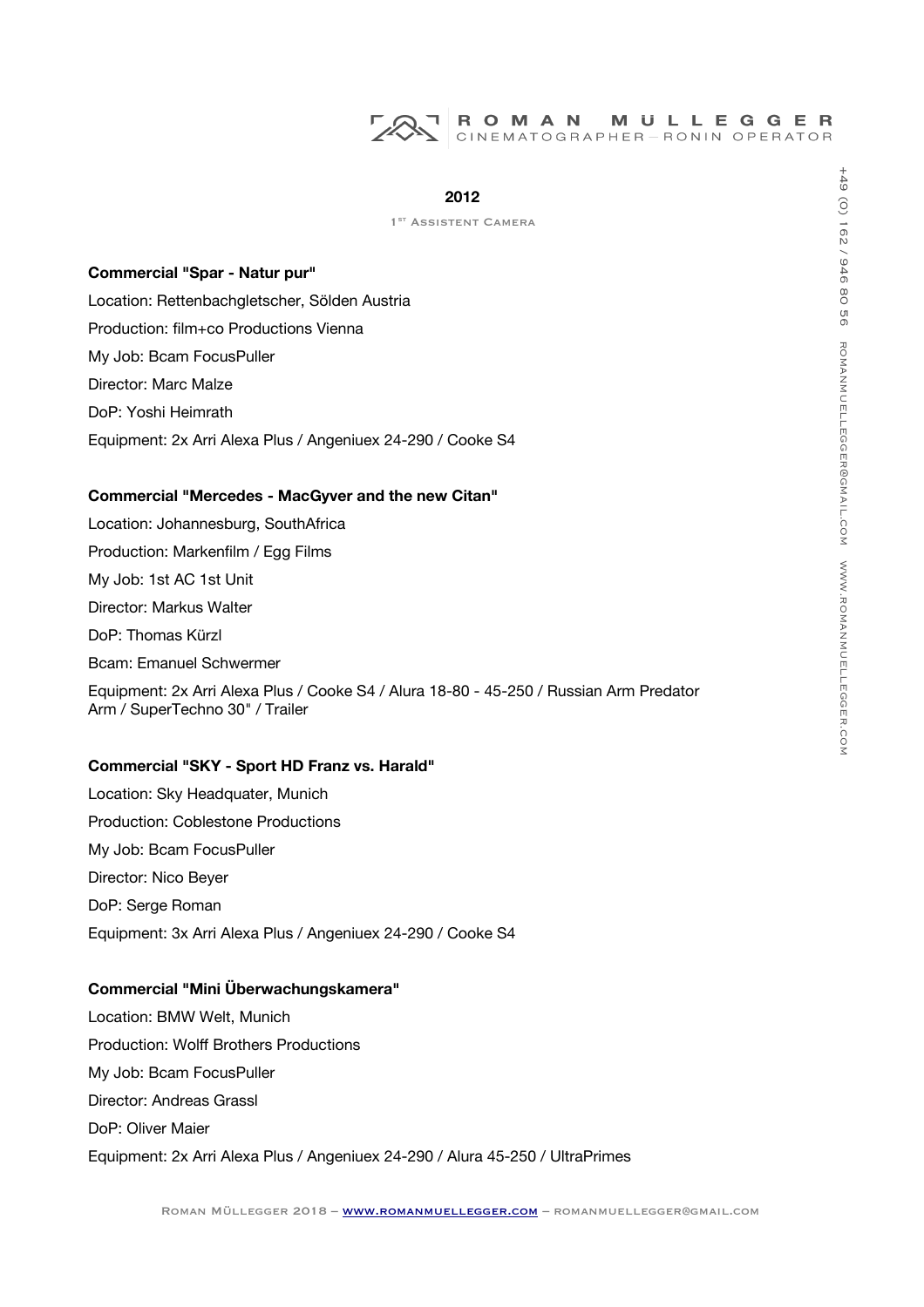## 2012

1ST Assistent Camera

**Commercial "Spar - Natur pur"**

Location: Rettenbachgletscher, Sölden Austria

Production: film+co Productions Vienna

My Job: Bcam FocusPuller

Director: Marc Malze

DoP: Yoshi Heimrath

Equipment: 2x Arri Alexa Plus / Angeniuex 24-290 / Cooke S4

**Commercial "Mercedes - MacGyver and the new Citan"**

Location: Johannesburg, SouthAfrica

Production: Markenfilm / Egg Films

My Job: 1st AC 1st Unit

Director: Markus Walter

DoP: Thomas Kürzl

Bcam: Emanuel Schwermer

Equipment: 2x Arri Alexa Plus / Cooke S4 / Alura 18-80 - 45-250 / Russian Arm Predator Arm / SuperTechno 30" / Trailer

**Commercial "SKY - Sport HD Franz vs. Harald"**

Location: Sky Headquater, Munich

Production: Coblestone Productions

My Job: Bcam FocusPuller

Director: Nico Beyer

DoP: Serge Roman

Equipment: 3x Arri Alexa Plus / Angeniuex 24-290 / Cooke S4

**Commercial "Mini Überwachungskamera"**

Location: BMW Welt, Munich

Production: Wolff Brothers Productions

My Job: Bcam FocusPuller

Director: Andreas Grassl

DoP: Oliver Maier

Equipment: 2x Arri Alexa Plus / Angeniuex 24-290 / Alura 45-250 / UltraPrimes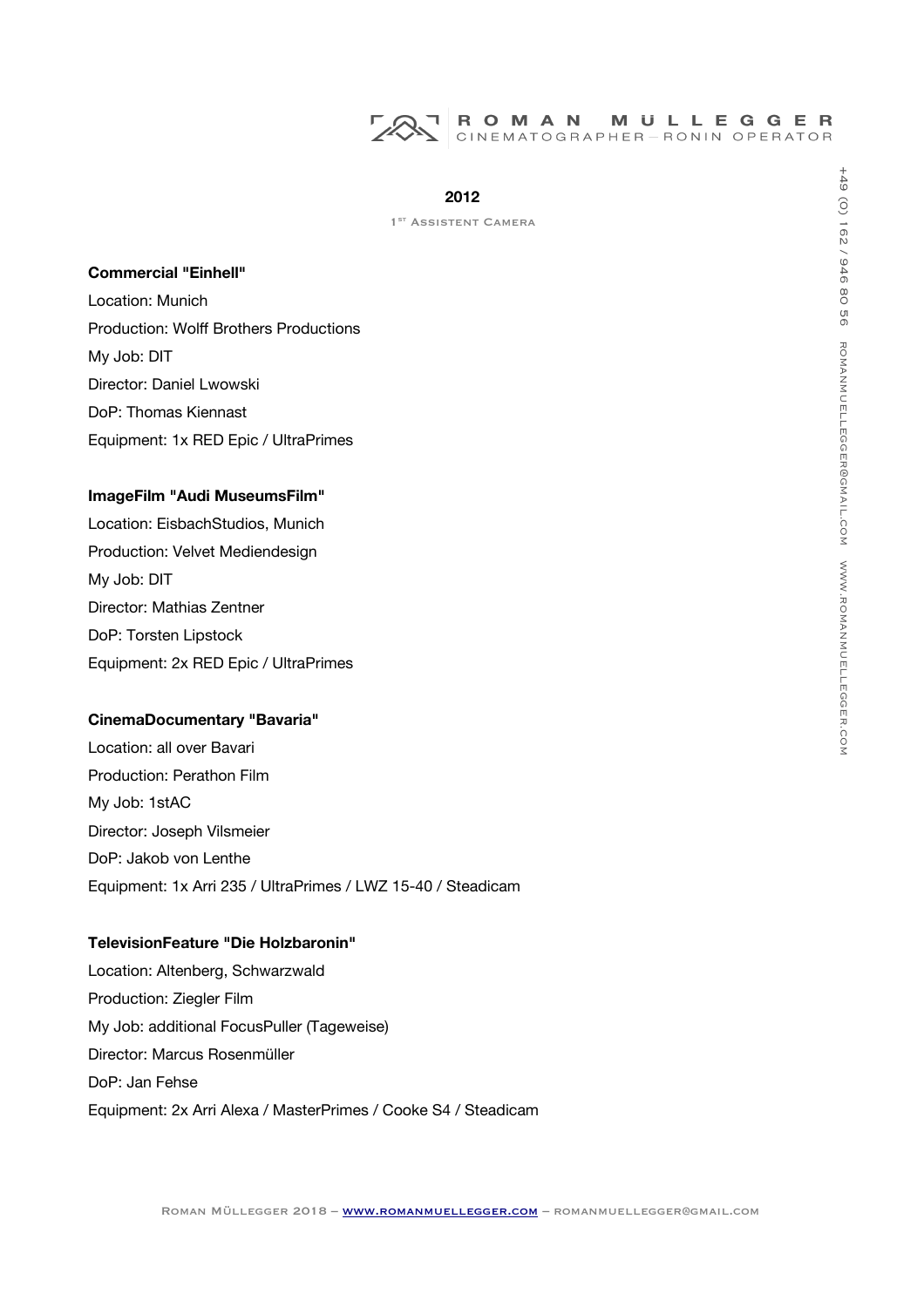## 2012

1[ST] Assistent Camera

**Commercial "Einhell"**

Location: Munich

Production: Wolff Brothers Productions

My Job: DIT

Director: Daniel Lwowski

DoP: Thomas Kiennast

Equipment: 1x RED Epic / UltraPrimes

**ImageFilm "Audi MuseumsFilm"**

Location: EisbachStudios, Munich

Production: Velvet Mediendesign

My Job: DIT

Director: Mathias Zentner

DoP: Torsten Lipstock

Equipment: 2x RED Epic / UltraPrimes

**CinemaDocumentary "Bavaria"**

Location: all over Bavari

Production: Perathon Film

My Job: 1stAC

Director: Joseph Vilsmeier

DoP: Jakob von Lenthe

Equipment: 1x Arri 235 / UltraPrimes / LWZ 15-40 / Steadicam

**TelevisionFeature "Die Holzbaronin"**

Location: Altenberg, Schwarzwald

Production: Ziegler Film

My Job: additional FocusPuller (Tageweise)

Director: Marcus Rosenmüller

DoP: Jan Fehse

Equipment: 2x Arri Alexa / MasterPrimes / Cooke S4 / Steadicam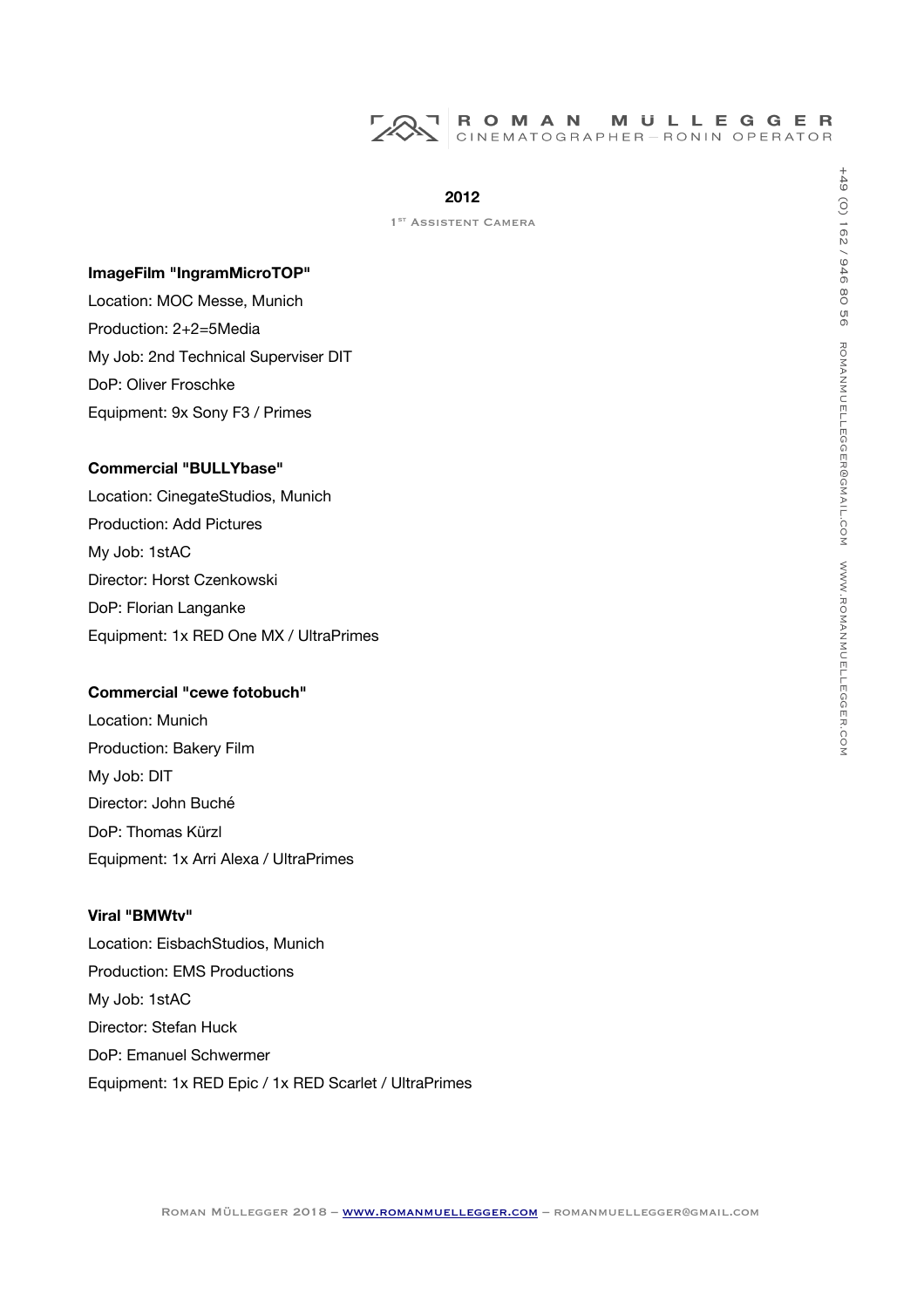## 2012

1st Assistent Camera

**ImageFilm "IngramMicroTOP"**
Location: MOC Messe, Munich
Production: 2+2=5Media
My Job: 2nd Technical Superviser DIT
DoP: Oliver Froschke
Equipment: 9x Sony F3 / Primes

**Commercial "BULLYbase"**
Location: CinegateStudios, Munich
Production: Add Pictures
My Job: 1stAC
Director: Horst Czenkowski
DoP: Florian Langanke
Equipment: 1x RED One MX / UltraPrimes

**Commercial "cewe fotobuch"**
Location: Munich
Production: Bakery Film
My Job: DIT
Director: John Buché
DoP: Thomas Kürzl
Equipment: 1x Arri Alexa / UltraPrimes

**Viral "BMWtv"**
Location: EisbachStudios, Munich
Production: EMS Productions
My Job: 1stAC
Director: Stefan Huck
DoP: Emanuel Schwermer
Equipment: 1x RED Epic / 1x RED Scarlet / UltraPrimes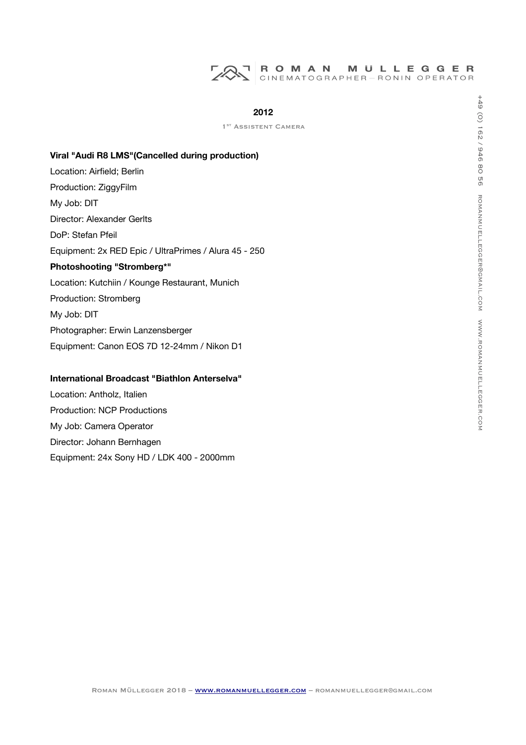## 2012

1st Assistent Camera

**Viral "Audi R8 LMS"(Cancelled during production)**

Location: Airfield; Berlin

Production: ZiggyFilm

My Job: DIT

Director: Alexander Gerlts

DoP: Stefan Pfeil

Equipment: 2x RED Epic / UltraPrimes / Alura 45 - 250

**Photoshooting "Stromberg*"**

Location: Kutchiin / Kounge Restaurant, Munich

Production: Stromberg

My Job: DIT

Photographer: Erwin Lanzensberger

Equipment: Canon EOS 7D 12-24mm / Nikon D1

**International Broadcast "Biathlon Anterselva"**

Location: Antholz, Italien

Production: NCP Productions

My Job: Camera Operator

Director: Johann Bernhagen

Equipment: 24x Sony HD / LDK 400 - 2000mm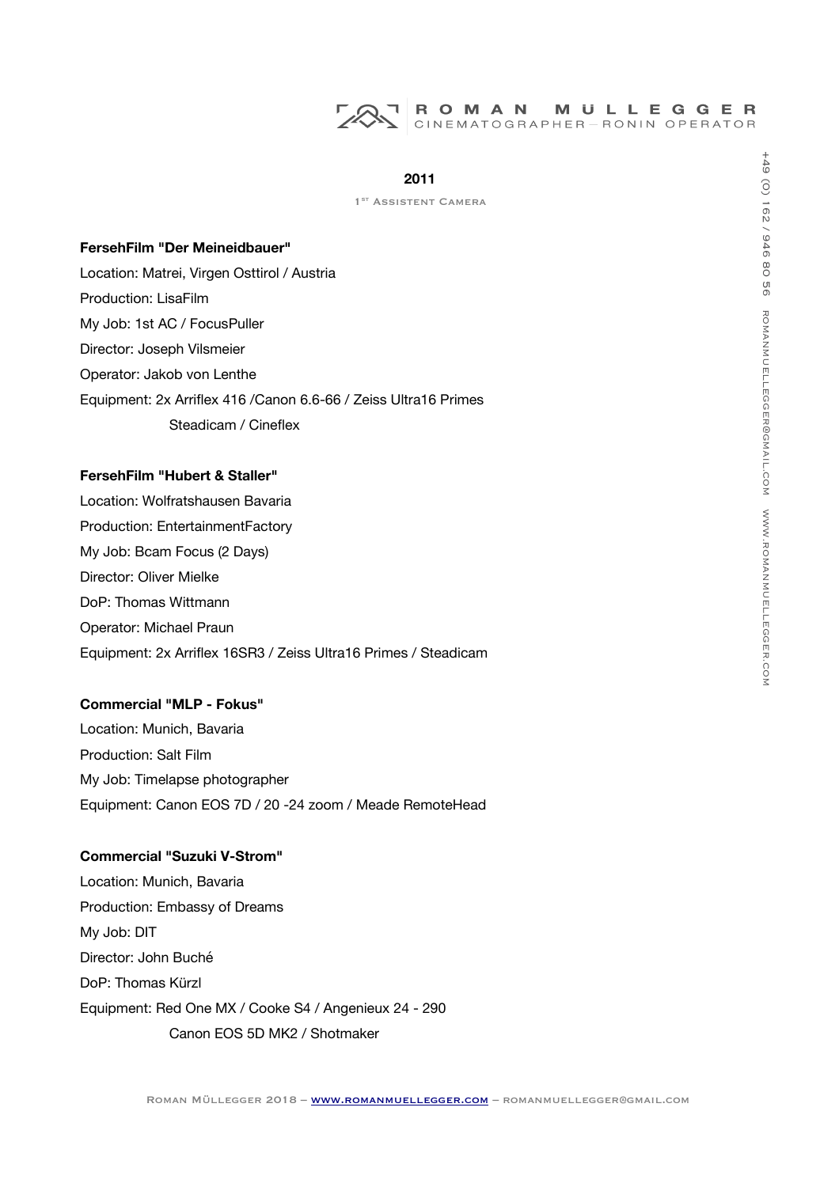## 2011

1[st] Assistent Camera

**FersehFilm "Der Meineidbauer"**

Location: Matrei, Virgen Osttirol / Austria

Production: LisaFilm

My Job: 1st AC / FocusPuller

Director: Joseph Vilsmeier

Operator: Jakob von Lenthe

Equipment: 2x Arriflex 416 /Canon 6.6-66 / Zeiss Ultra16 Primes
Steadicam / Cineflex

**FersehFilm "Hubert & Staller"**

Location: Wolfratshausen Bavaria

Production: EntertainmentFactory

My Job: Bcam Focus (2 Days)

Director: Oliver Mielke

DoP: Thomas Wittmann

Operator: Michael Praun

Equipment: 2x Arriflex 16SR3 / Zeiss Ultra16 Primes / Steadicam

**Commercial "MLP - Fokus"**

Location: Munich, Bavaria

Production: Salt Film

My Job: Timelapse photographer

Equipment: Canon EOS 7D / 20 -24 zoom / Meade RemoteHead

**Commercial "Suzuki V-Strom"**

Location: Munich, Bavaria

Production: Embassy of Dreams

My Job: DIT

Director: John Buché

DoP: Thomas Kürzl

Equipment: Red One MX / Cooke S4 / Angenieux 24 - 290
Canon EOS 5D MK2 / Shotmaker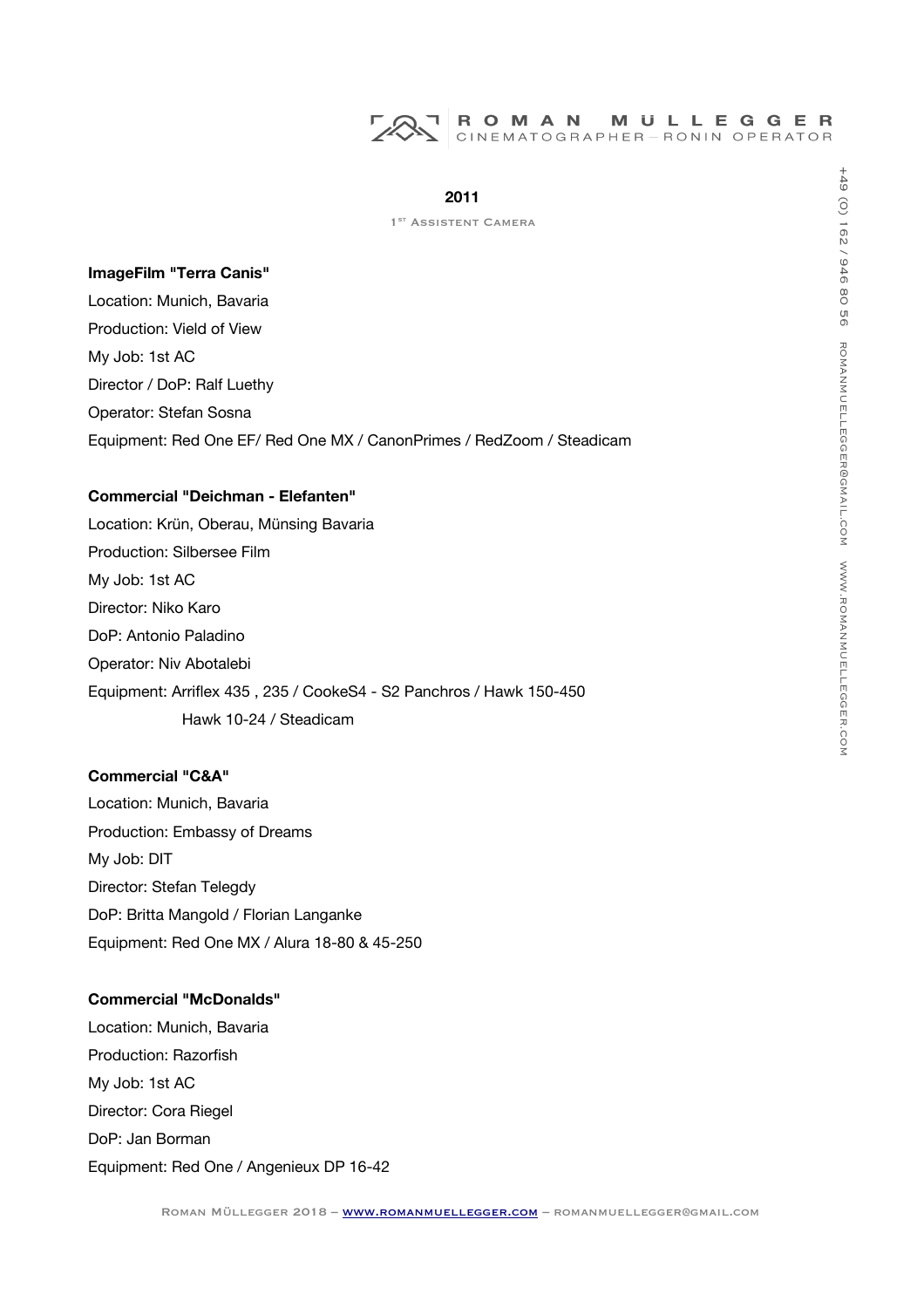## 2011

1[st] Assistent Camera

**ImageFilm "Terra Canis"**

Location: Munich, Bavaria
Production: Vield of View
My Job: 1st AC
Director / DoP: Ralf Luethy
Operator: Stefan Sosna
Equipment: Red One EF/ Red One MX / CanonPrimes / RedZoom / Steadicam

**Commercial "Deichman - Elefanten"**

Location: Krün, Oberau, Münsing Bavaria
Production: Silbersee Film
My Job: 1st AC
Director: Niko Karo
DoP: Antonio Paladino
Operator: Niv Abotalebi
Equipment: Arriflex 435 , 235 / CookeS4 - S2 Panchros / Hawk 150-450
Hawk 10-24 / Steadicam

**Commercial "C&A"**

Location: Munich, Bavaria
Production: Embassy of Dreams
My Job: DIT
Director: Stefan Telegdy
DoP: Britta Mangold / Florian Langanke
Equipment: Red One MX / Alura 18-80 & 45-250

**Commercial "McDonalds"**

Location: Munich, Bavaria
Production: Razorfish
My Job: 1st AC
Director: Cora Riegel
DoP: Jan Borman
Equipment: Red One / Angenieux DP 16-42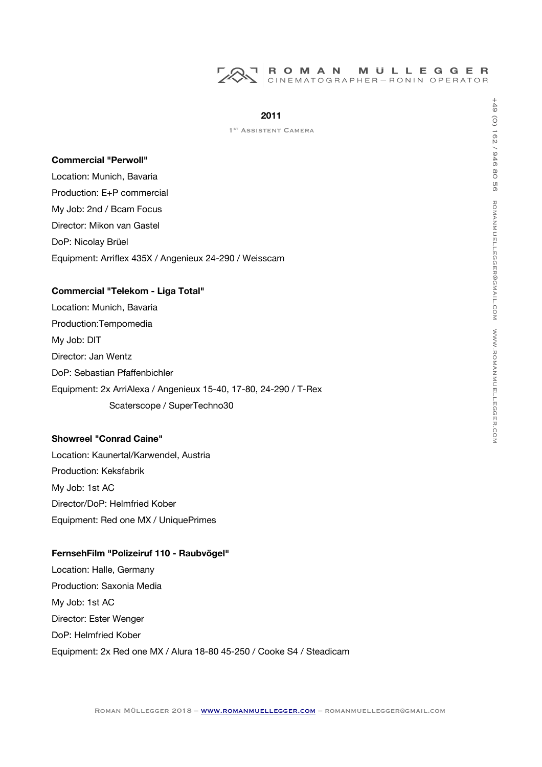## 2011

1ST ASSISTENT CAMERA

**Commercial "Perwoll"**

Location: Munich, Bavaria

Production: E+P commercial

My Job: 2nd / Bcam Focus

Director: Mikon van Gastel

DoP: Nicolay Brüel

Equipment: Arriflex 435X / Angenieux 24-290 / Weisscam

**Commercial "Telekom - Liga Total"**

Location: Munich, Bavaria

Production:Tempomedia

My Job: DIT

Director: Jan Wentz

DoP: Sebastian Pfaffenbichler

Equipment: 2x ArriAlexa / Angenieux 15-40, 17-80, 24-290 / T-Rex Scaterscope / SuperTechno30

**Showreel "Conrad Caine"**

Location: Kaunertal/Karwendel, Austria

Production: Keksfabrik

My Job: 1st AC

Director/DoP: Helmfried Kober

Equipment: Red one MX / UniquePrimes

**FernsehFilm "Polizeiruf 110 - Raubvögel"**

Location: Halle, Germany

Production: Saxonia Media

My Job: 1st AC

Director: Ester Wenger

DoP: Helmfried Kober

Equipment: 2x Red one MX / Alura 18-80 45-250 / Cooke S4 / Steadicam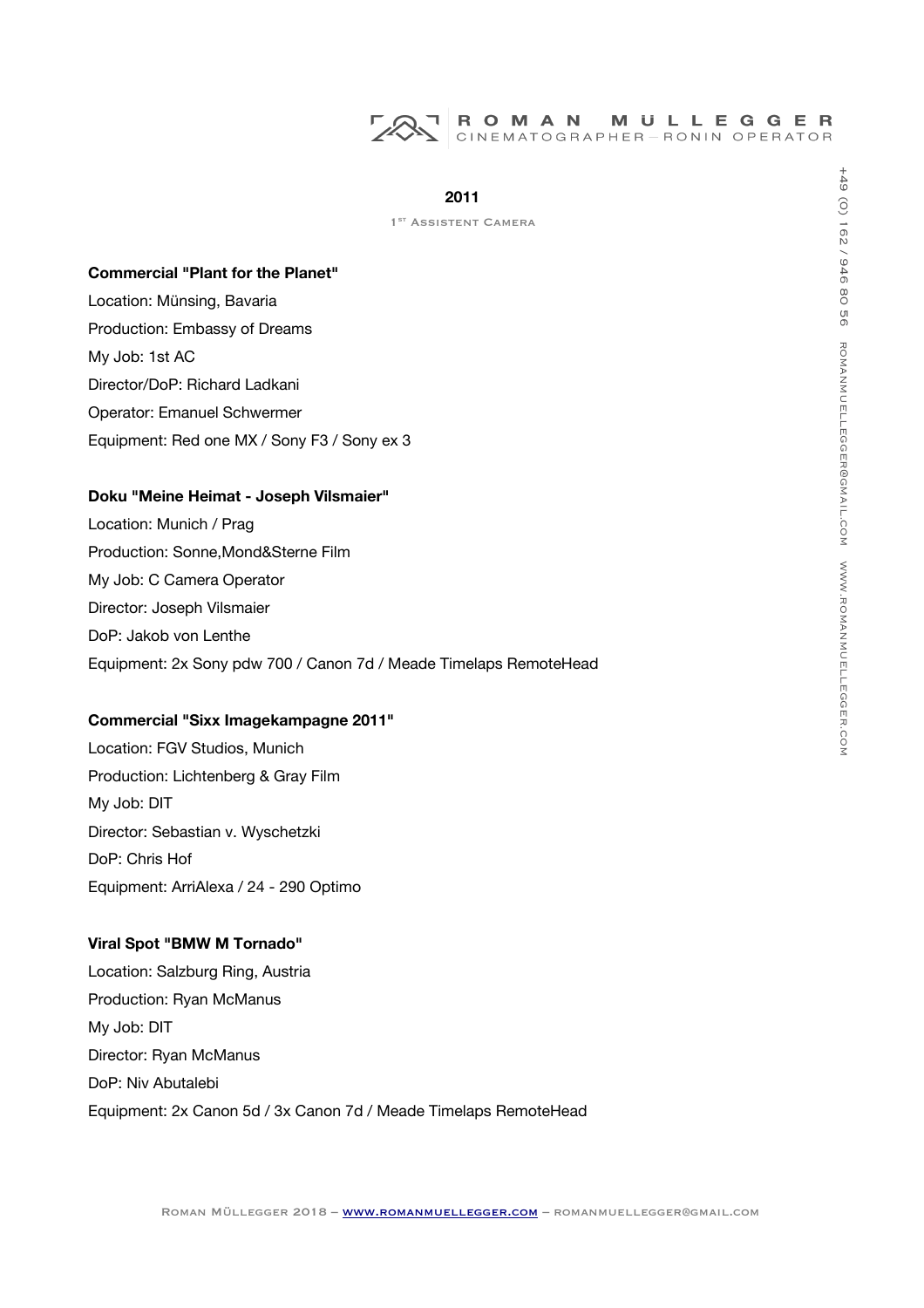## 2011

1ST ASSISTENT CAMERA

**Commercial "Plant for the Planet"**

Location: Münsing, Bavaria
Production: Embassy of Dreams
My Job: 1st AC
Director/DoP: Richard Ladkani
Operator: Emanuel Schwermer
Equipment: Red one MX / Sony F3 / Sony ex 3

**Doku "Meine Heimat - Joseph Vilsmaier"**

Location: Munich / Prag
Production: Sonne,Mond&Sterne Film
My Job: C Camera Operator
Director: Joseph Vilsmaier
DoP: Jakob von Lenthe
Equipment: 2x Sony pdw 700 / Canon 7d / Meade Timelaps RemoteHead

**Commercial "Sixx Imagekampagne 2011"**

Location: FGV Studios, Munich
Production: Lichtenberg & Gray Film
My Job: DIT
Director: Sebastian v. Wyschetzki
DoP: Chris Hof
Equipment: ArriAlexa / 24 - 290 Optimo

**Viral Spot "BMW M Tornado"**

Location: Salzburg Ring, Austria
Production: Ryan McManus
My Job: DIT
Director: Ryan McManus
DoP: Niv Abutalebi
Equipment: 2x Canon 5d / 3x Canon 7d / Meade Timelaps RemoteHead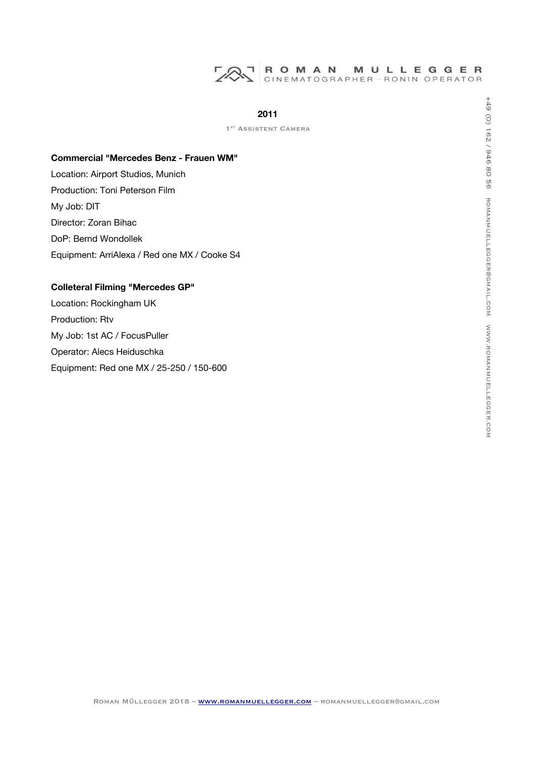## 2011

1ST ASSISTENT CAMERA

**Commercial "Mercedes Benz - Frauen WM"**

Location: Airport Studios, Munich

Production: Toni Peterson Film

My Job: DIT

Director: Zoran Bihac

DoP: Bernd Wondollek

Equipment: ArriAlexa / Red one MX / Cooke S4

**Colleteral Filming "Mercedes GP"**

Location: Rockingham UK

Production: Rtv

My Job: 1st AC / FocusPuller

Operator: Alecs Heiduschka

Equipment: Red one MX / 25-250 / 150-600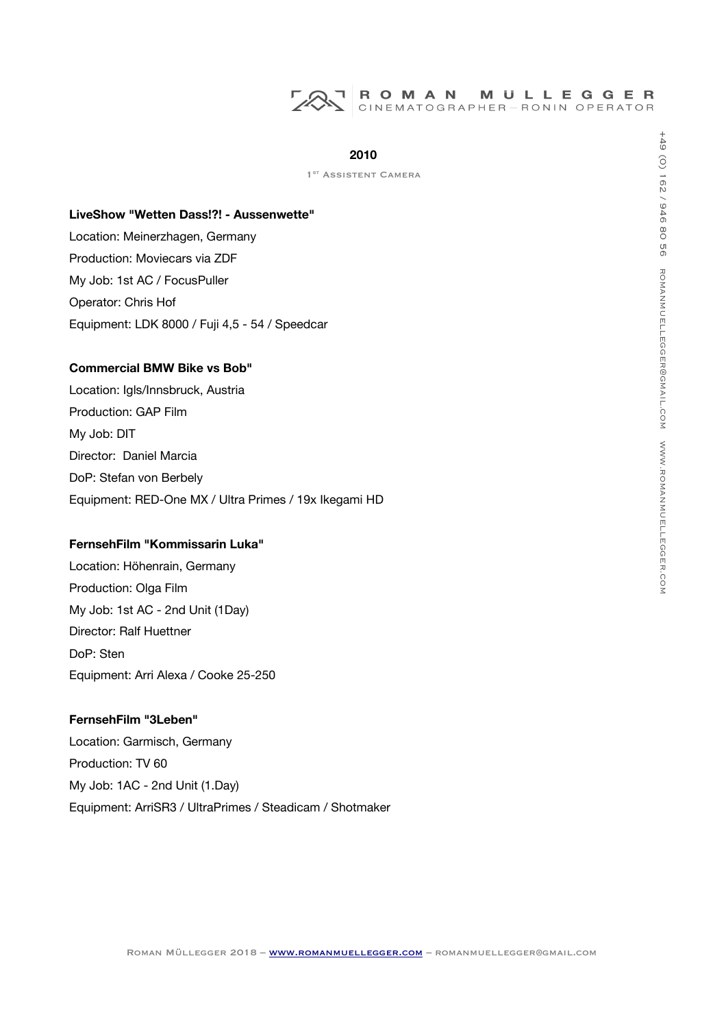## 2010

1ST Assistent Camera

**LiveShow "Wetten Dass!?! - Aussenwette"**

Location: Meinerzhagen, Germany
Production: Moviecars via ZDF
My Job: 1st AC / FocusPuller
Operator: Chris Hof
Equipment: LDK 8000 / Fuji 4,5 - 54 / Speedcar

**Commercial BMW Bike vs Bob"**

Location: Igls/Innsbruck, Austria
Production: GAP Film
My Job: DIT
Director: Daniel Marcia
DoP: Stefan von Berbely
Equipment: RED-One MX / Ultra Primes / 19x Ikegami HD

**FernsehFilm "Kommissarin Luka"**

Location: Höhenrain, Germany
Production: Olga Film
My Job: 1st AC - 2nd Unit (1Day)
Director: Ralf Huettner
DoP: Sten
Equipment: Arri Alexa / Cooke 25-250

**FernsehFilm "3Leben"**

Location: Garmisch, Germany
Production: TV 60
My Job: 1AC - 2nd Unit (1.Day)
Equipment: ArriSR3 / UltraPrimes / Steadicam / Shotmaker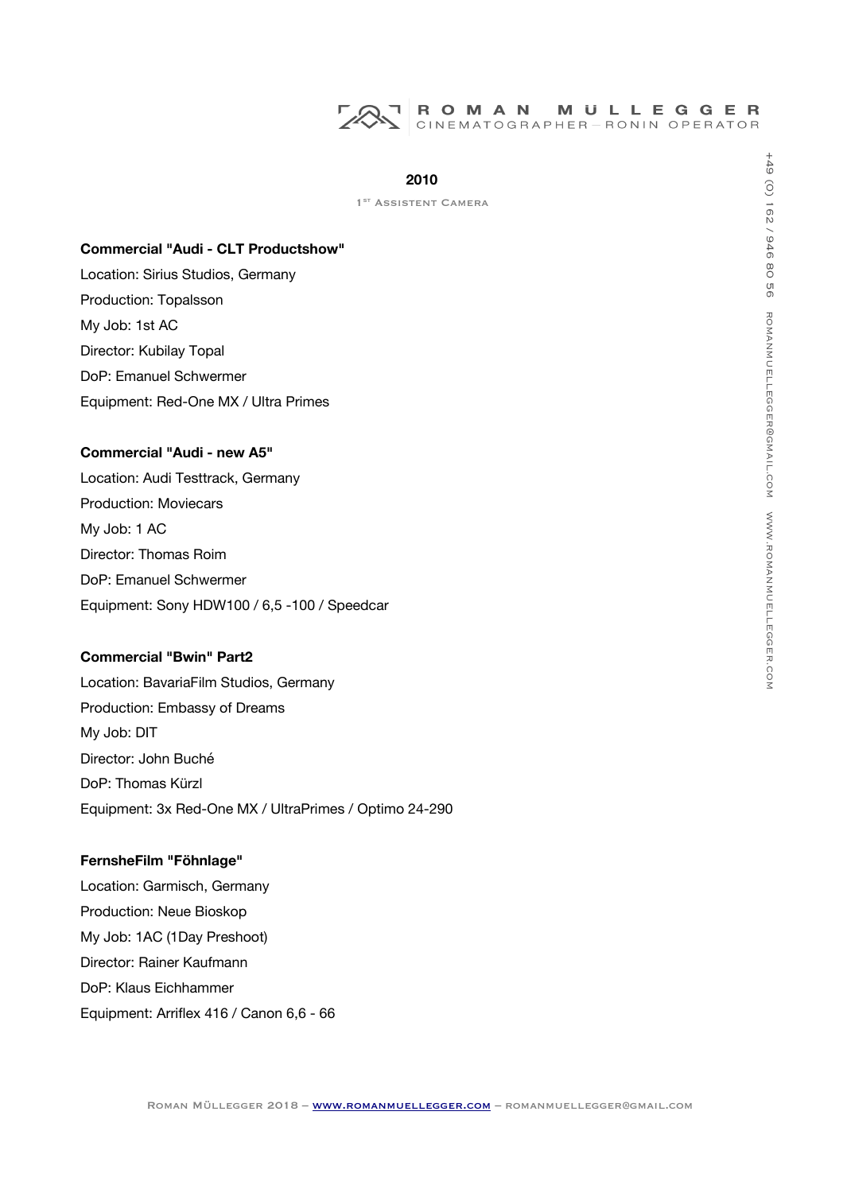## 2010

1ST ASSISTENT CAMERA

**Commercial "Audi - CLT Productshow"**

Location: Sirius Studios, Germany

Production: Topalsson

My Job: 1st AC

Director: Kubilay Topal

DoP: Emanuel Schwermer

Equipment: Red-One MX / Ultra Primes

**Commercial "Audi - new A5"**

Location: Audi Testtrack, Germany

Production: Moviecars

My Job: 1 AC

Director: Thomas Roim

DoP: Emanuel Schwermer

Equipment: Sony HDW100 / 6,5 -100 / Speedcar

**Commercial "Bwin" Part2**

Location: BavariaFilm Studios, Germany

Production: Embassy of Dreams

My Job: DIT

Director: John Buché

DoP: Thomas Kürzl

Equipment: 3x Red-One MX / UltraPrimes / Optimo 24-290

**FernsheFilm "Föhnlage"**

Location: Garmisch, Germany

Production: Neue Bioskop

My Job: 1AC (1Day Preshoot)

Director: Rainer Kaufmann

DoP: Klaus Eichhammer

Equipment: Arriflex 416 / Canon 6,6 - 66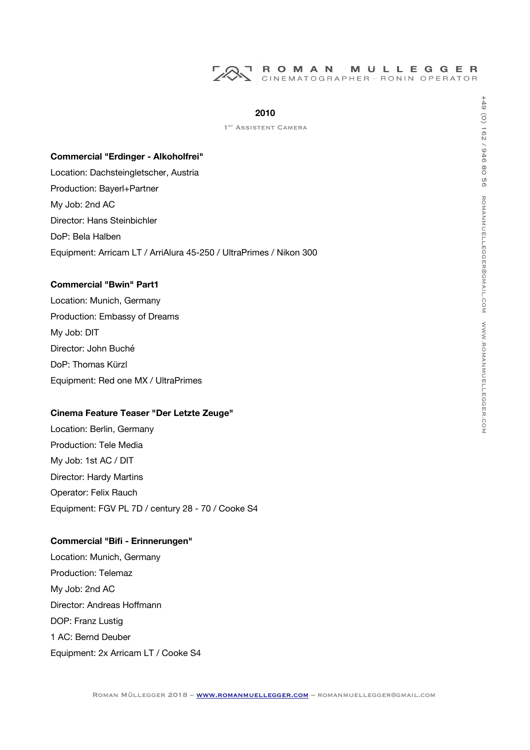## 2010

1st Assistent Camera

**Commercial "Erdinger - Alkoholfrei"**

Location: Dachsteingletscher, Austria

Production: Bayerl+Partner

My Job: 2nd AC

Director: Hans Steinbichler

DoP: Bela Halben

Equipment: Arricam LT / ArriAlura 45-250 / UltraPrimes / Nikon 300

**Commercial "Bwin" Part1**

Location: Munich, Germany

Production: Embassy of Dreams

My Job: DIT

Director: John Buché

DoP: Thomas Kürzl

Equipment: Red one MX / UltraPrimes

**Cinema Feature Teaser "Der Letzte Zeuge"**

Location: Berlin, Germany

Production: Tele Media

My Job: 1st AC / DIT

Director: Hardy Martins

Operator: Felix Rauch

Equipment: FGV PL 7D / century 28 - 70 / Cooke S4

**Commercial "Bifi - Erinnerungen"**

Location: Munich, Germany

Production: Telemaz

My Job: 2nd AC

Director: Andreas Hoffmann

DOP: Franz Lustig

1 AC: Bernd Deuber

Equipment: 2x Arricam LT / Cooke S4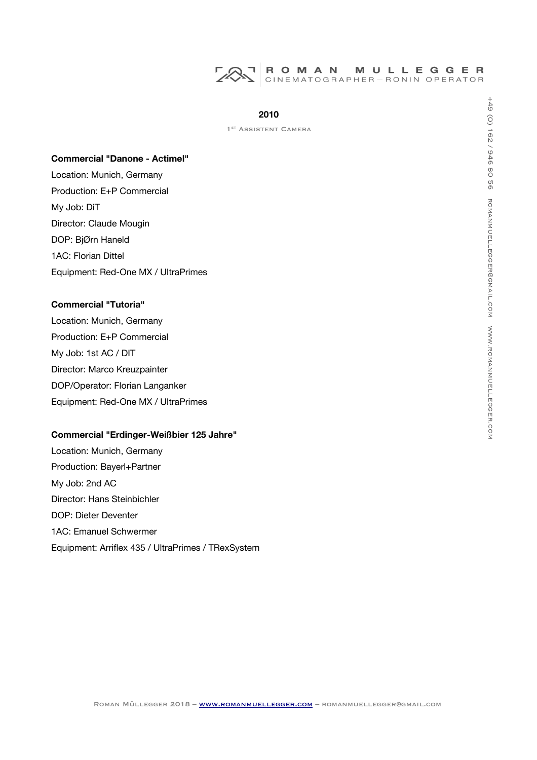## 2010

1st Assistent Camera

**Commercial "Danone - Actimel"**

Location: Munich, Germany
Production: E+P Commercial
My Job: DiT
Director: Claude Mougin
DOP: BjØrn Haneld
1AC: Florian Dittel
Equipment: Red-One MX / UltraPrimes

**Commercial "Tutoria"**

Location: Munich, Germany
Production: E+P Commercial
My Job: 1st AC / DIT
Director: Marco Kreuzpainter
DOP/Operator: Florian Langanker
Equipment: Red-One MX / UltraPrimes

**Commercial "Erdinger-Weißbier 125 Jahre"**

Location: Munich, Germany
Production: Bayerl+Partner
My Job: 2nd AC
Director: Hans Steinbichler
DOP: Dieter Deventer
1AC: Emanuel Schwermer
Equipment: Arriflex 435 / UltraPrimes / TRexSystem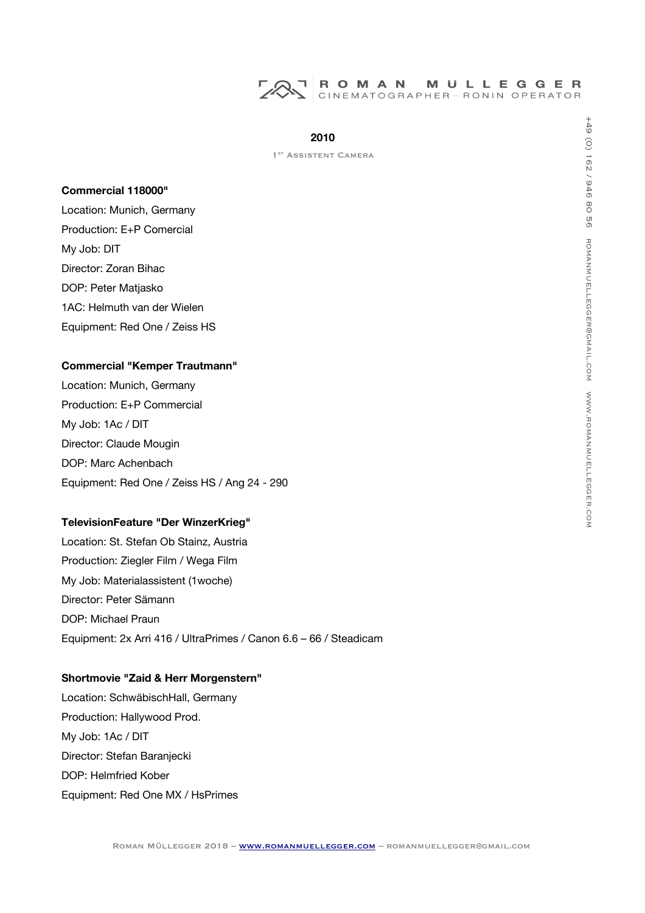## 2010

1st Assistent Camera

**Commercial 118000"**

Location: Munich, Germany
Production: E+P Comercial
My Job: DIT
Director: Zoran Bihac
DOP: Peter Matjasko
1AC: Helmuth van der Wielen
Equipment: Red One / Zeiss HS

**Commercial "Kemper Trautmann"**

Location: Munich, Germany
Production: E+P Commercial
My Job: 1Ac / DIT
Director: Claude Mougin
DOP: Marc Achenbach
Equipment: Red One / Zeiss HS / Ang 24 - 290

**TelevisionFeature "Der WinzerKrieg"**

Location: St. Stefan Ob Stainz, Austria
Production: Ziegler Film / Wega Film
My Job: Materialassistent (1woche)
Director: Peter Sämann
DOP: Michael Praun
Equipment: 2x Arri 416 / UltraPrimes / Canon 6.6 – 66 / Steadicam

**Shortmovie "Zaid & Herr Morgenstern"**

Location: SchwäbischHall, Germany
Production: Hallywood Prod.
My Job: 1Ac / DIT
Director: Stefan Baranjecki
DOP: Helmfried Kober
Equipment: Red One MX / HsPrimes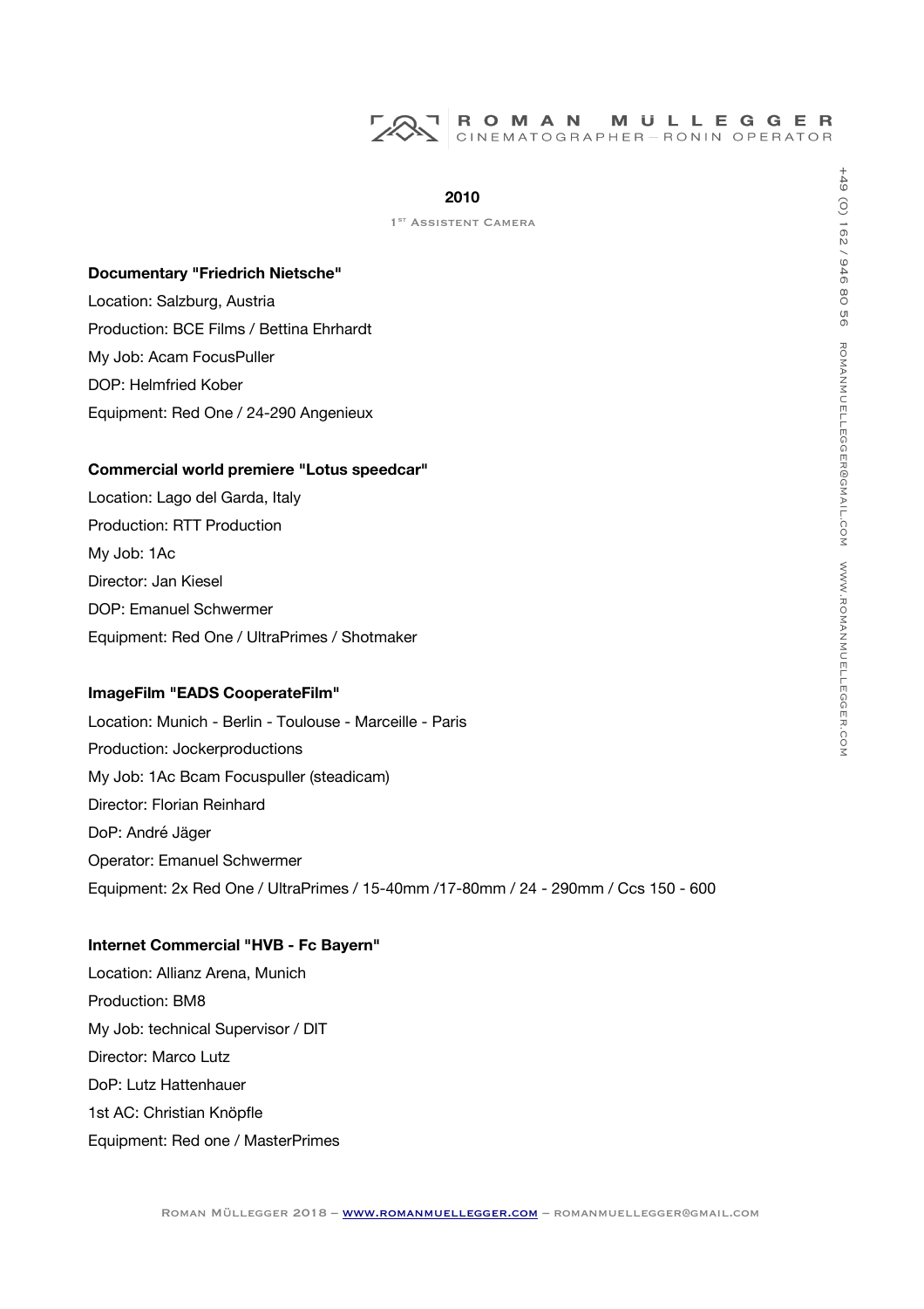## 2010

1ST Assistent Camera

**Documentary "Friedrich Nietsche"**

Location: Salzburg, Austria
Production: BCE Films / Bettina Ehrhardt
My Job: Acam FocusPuller
DOP: Helmfried Kober
Equipment: Red One / 24-290 Angenieux

**Commercial world premiere "Lotus speedcar"**

Location: Lago del Garda, Italy
Production: RTT Production
My Job: 1Ac
Director: Jan Kiesel
DOP: Emanuel Schwermer
Equipment: Red One / UltraPrimes / Shotmaker

**ImageFilm "EADS CooperateFilm"**

Location: Munich - Berlin - Toulouse - Marceille - Paris
Production: Jockerproductions
My Job: 1Ac Bcam Focuspuller (steadicam)
Director: Florian Reinhard
DoP: André Jäger
Operator: Emanuel Schwermer
Equipment: 2x Red One / UltraPrimes / 15-40mm /17-80mm / 24 - 290mm / Ccs 150 - 600

**Internet Commercial "HVB - Fc Bayern"**

Location: Allianz Arena, Munich
Production: BM8
My Job: technical Supervisor / DIT
Director: Marco Lutz
DoP: Lutz Hattenhauer
1st AC: Christian Knöpfle
Equipment: Red one / MasterPrimes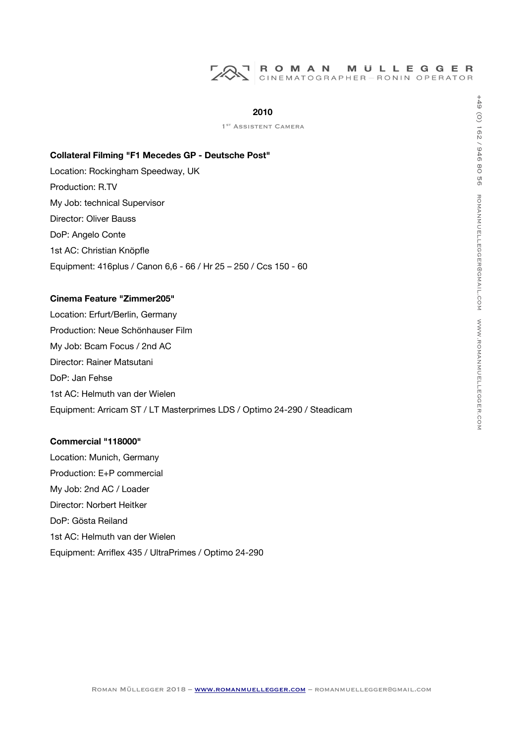## 2010

1ST ASSISTENT CAMERA

**Collateral Filming "F1 Mecedes GP - Deutsche Post"**

Location: Rockingham Speedway, UK

Production: R.TV

My Job: technical Supervisor

Director: Oliver Bauss

DoP: Angelo Conte

1st AC: Christian Knöpfle

Equipment: 416plus / Canon 6,6 - 66 / Hr 25 – 250 / Ccs 150 - 60

**Cinema Feature "Zimmer205"**

Location: Erfurt/Berlin, Germany

Production: Neue Schönhauser Film

My Job: Bcam Focus / 2nd AC

Director: Rainer Matsutani

DoP: Jan Fehse

1st AC: Helmuth van der Wielen

Equipment: Arricam ST / LT Masterprimes LDS / Optimo 24-290 / Steadicam

**Commercial "118000"**

Location: Munich, Germany

Production: E+P commercial

My Job: 2nd AC / Loader

Director: Norbert Heitker

DoP: Gösta Reiland

1st AC: Helmuth van der Wielen

Equipment: Arriflex 435 / UltraPrimes / Optimo 24-290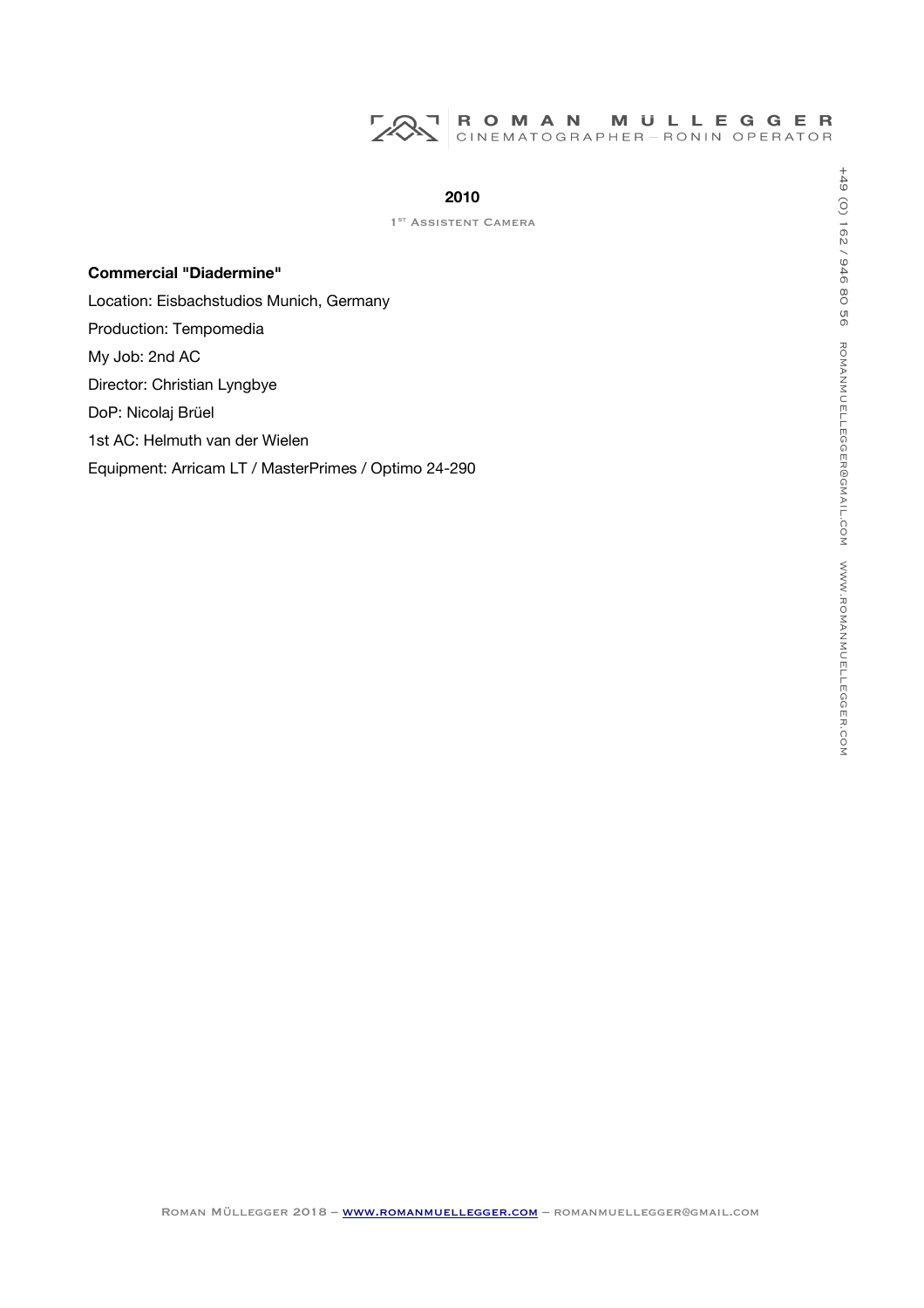## 2010

1st Assistent Camera

**Commercial "Diadermine"**

Location: Eisbachstudios Munich, Germany

Production: Tempomedia

My Job: 2nd AC

Director: Christian Lyngbye

DoP: Nicolaj Brüel

1st AC: Helmuth van der Wielen

Equipment: Arricam LT / MasterPrimes / Optimo 24-290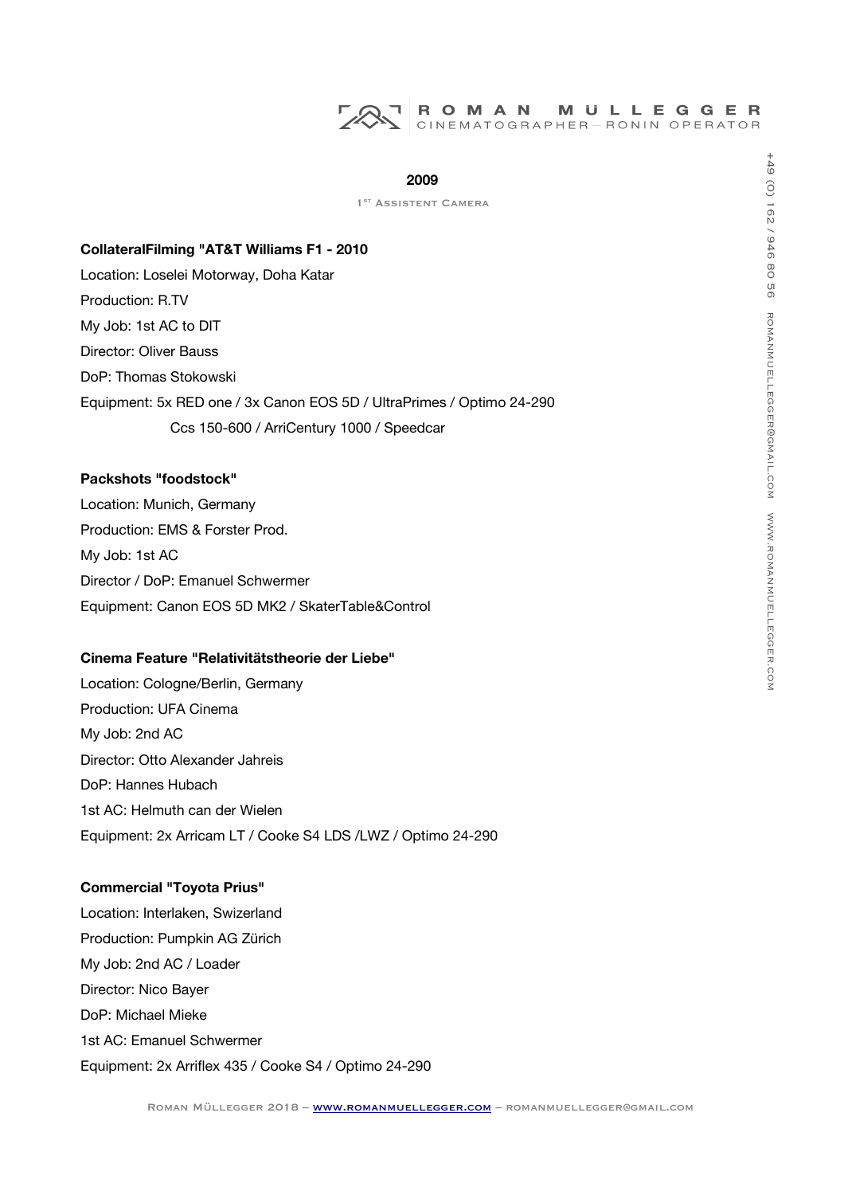## 2009

1[ST] Assistent Camera

**CollateralFilming "AT&T Williams F1 - 2010**

Location: Loselei Motorway, Doha Katar

Production: R.TV

My Job: 1st AC to DIT

Director: Oliver Bauss

DoP: Thomas Stokowski

Equipment: 5x RED one / 3x Canon EOS 5D / UltraPrimes / Optimo 24-290
Ccs 150-600 / ArriCentury 1000 / Speedcar

**Packshots "foodstock"**

Location: Munich, Germany

Production: EMS & Forster Prod.

My Job: 1st AC

Director / DoP: Emanuel Schwermer

Equipment: Canon EOS 5D MK2 / SkaterTable&Control

**Cinema Feature "Relativitätstheorie der Liebe"**

Location: Cologne/Berlin, Germany

Production: UFA Cinema

My Job: 2nd AC

Director: Otto Alexander Jahreis

DoP: Hannes Hubach

1st AC: Helmuth can der Wielen

Equipment: 2x Arricam LT / Cooke S4 LDS /LWZ / Optimo 24-290

**Commercial "Toyota Prius"**

Location: Interlaken, Swizerland

Production: Pumpkin AG Zürich

My Job: 2nd AC / Loader

Director: Nico Bayer

DoP: Michael Mieke

1st AC: Emanuel Schwermer

Equipment: 2x Arriflex 435 / Cooke S4 / Optimo 24-290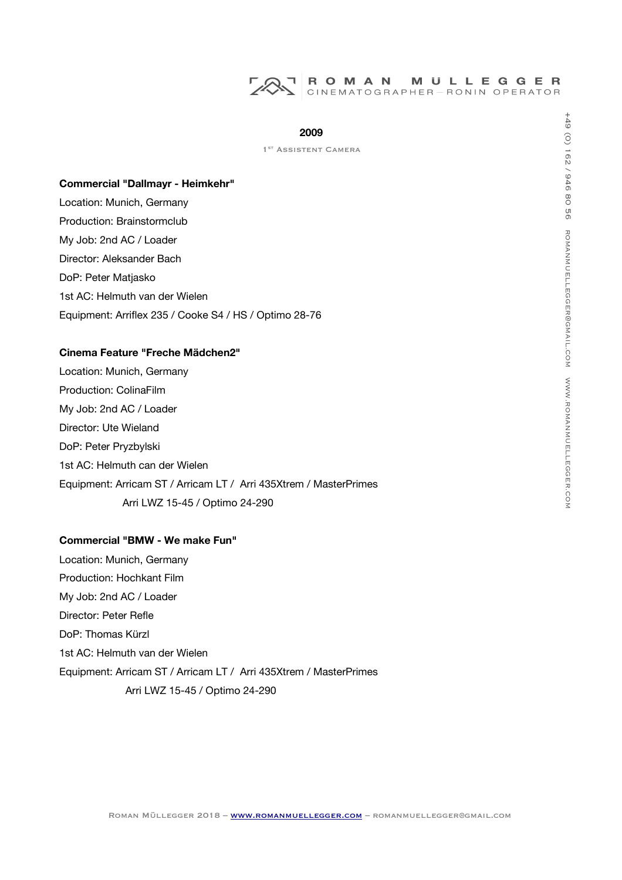## 2009

1ST Assistent Camera

**Commercial "Dallmayr - Heimkehr"**

Location: Munich, Germany

Production: Brainstormclub

My Job: 2nd AC / Loader

Director: Aleksander Bach

DoP: Peter Matjasko

1st AC: Helmuth van der Wielen

Equipment: Arriflex 235 / Cooke S4 / HS / Optimo 28-76

**Cinema Feature "Freche Mädchen2"**

Location: Munich, Germany

Production: ColinaFilm

My Job: 2nd AC / Loader

Director: Ute Wieland

DoP: Peter Pryzbylski

1st AC: Helmuth can der Wielen

Equipment: Arricam ST / Arricam LT / Arri 435Xtrem / MasterPrimes
Arri LWZ 15-45 / Optimo 24-290

**Commercial "BMW - We make Fun"**

Location: Munich, Germany

Production: Hochkant Film

My Job: 2nd AC / Loader

Director: Peter Refle

DoP: Thomas Kürzl

1st AC: Helmuth van der Wielen

Equipment: Arricam ST / Arricam LT / Arri 435Xtrem / MasterPrimes
Arri LWZ 15-45 / Optimo 24-290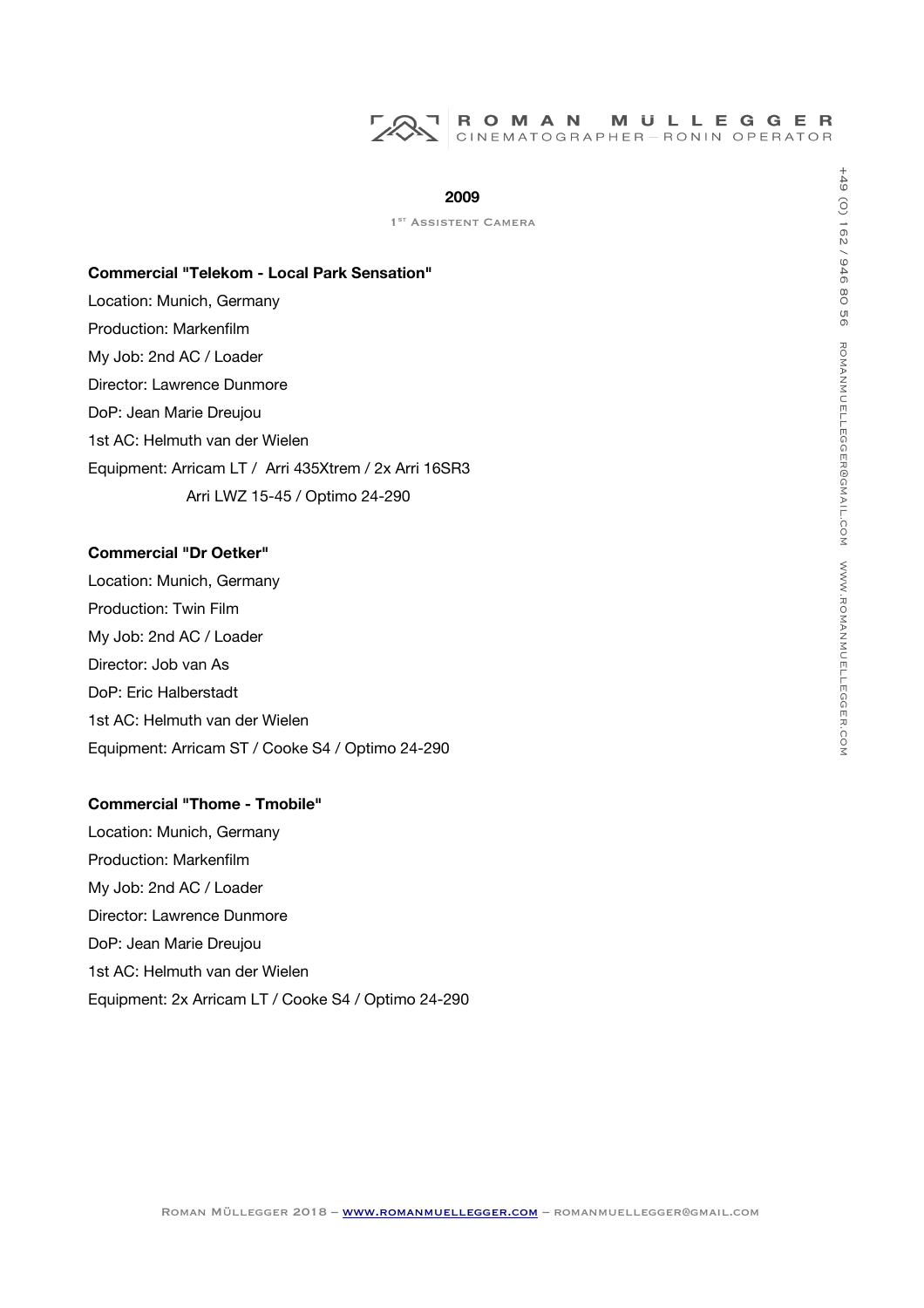## 2009

1ST Assistent Camera

**Commercial "Telekom - Local Park Sensation"**

Location: Munich, Germany
Production: Markenfilm
My Job: 2nd AC / Loader
Director: Lawrence Dunmore
DoP: Jean Marie Dreujou
1st AC: Helmuth van der Wielen
Equipment: Arricam LT / Arri 435Xtrem / 2x Arri 16SR3
Arri LWZ 15-45 / Optimo 24-290

**Commercial "Dr Oetker"**

Location: Munich, Germany
Production: Twin Film
My Job: 2nd AC / Loader
Director: Job van As
DoP: Eric Halberstadt
1st AC: Helmuth van der Wielen
Equipment: Arricam ST / Cooke S4 / Optimo 24-290

**Commercial "Thome - Tmobile"**

Location: Munich, Germany
Production: Markenfilm
My Job: 2nd AC / Loader
Director: Lawrence Dunmore
DoP: Jean Marie Dreujou
1st AC: Helmuth van der Wielen
Equipment: 2x Arricam LT / Cooke S4 / Optimo 24-290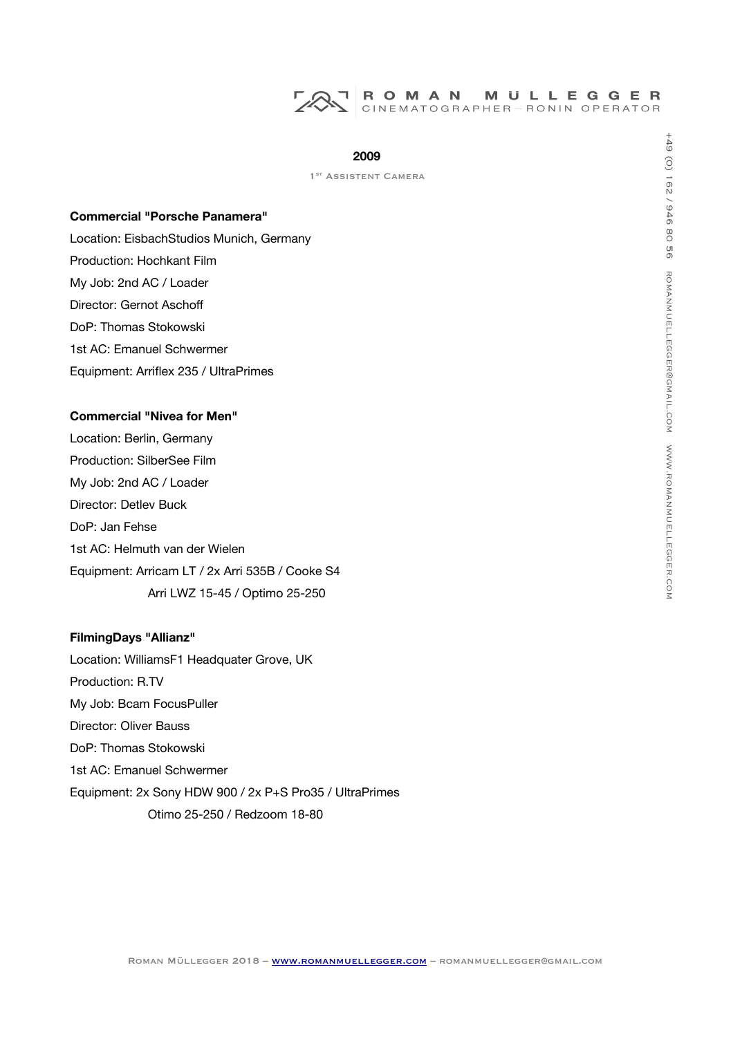## 2009

1ST Assistent Camera

**Commercial "Porsche Panamera"**

Location: EisbachStudios Munich, Germany
Production: Hochkant Film
My Job: 2nd AC / Loader
Director: Gernot Aschoff
DoP: Thomas Stokowski
1st AC: Emanuel Schwermer
Equipment: Arriflex 235 / UltraPrimes

**Commercial "Nivea for Men"**

Location: Berlin, Germany
Production: SilberSee Film
My Job: 2nd AC / Loader
Director: Detlev Buck
DoP: Jan Fehse
1st AC: Helmuth van der Wielen
Equipment: Arricam LT / 2x Arri 535B / Cooke S4
Arri LWZ 15-45 / Optimo 25-250

**FilmingDays "Allianz"**

Location: WilliamsF1 Headquater Grove, UK
Production: R.TV
My Job: Bcam FocusPuller
Director: Oliver Bauss
DoP: Thomas Stokowski
1st AC: Emanuel Schwermer
Equipment: 2x Sony HDW 900 / 2x P+S Pro35 / UltraPrimes
Otimo 25-250 / Redzoom 18-80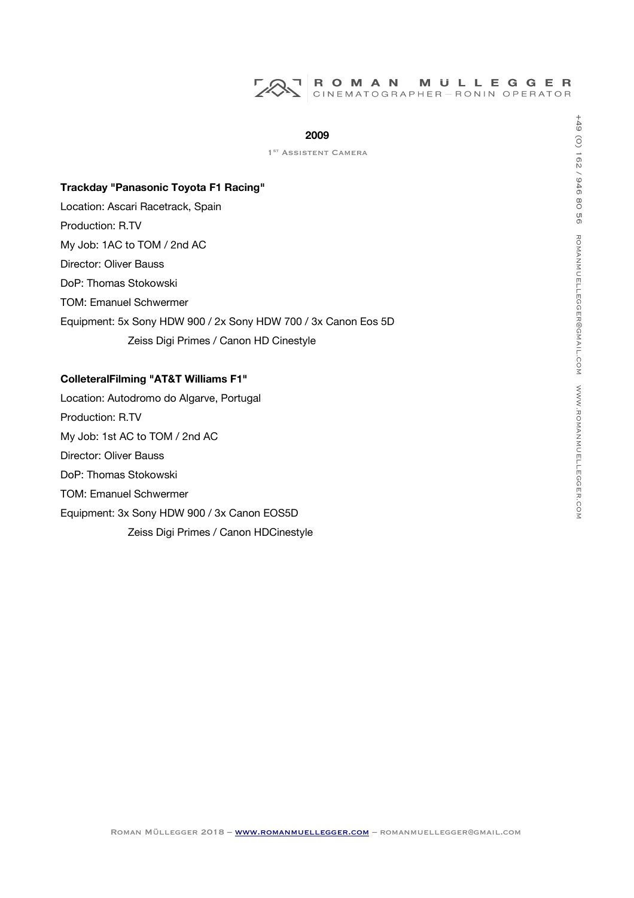## 2009

1st Assistent Camera

**Trackday "Panasonic Toyota F1 Racing"**

Location: Ascari Racetrack, Spain

Production: R.TV

My Job: 1AC to TOM / 2nd AC

Director: Oliver Bauss

DoP: Thomas Stokowski

TOM: Emanuel Schwermer

Equipment: 5x Sony HDW 900 / 2x Sony HDW 700 / 3x Canon Eos 5D
Zeiss Digi Primes / Canon HD Cinestyle

**ColleteralFilming "AT&T Williams F1"**

Location: Autodromo do Algarve, Portugal

Production: R.TV

My Job: 1st AC to TOM / 2nd AC

Director: Oliver Bauss

DoP: Thomas Stokowski

TOM: Emanuel Schwermer

Equipment: 3x Sony HDW 900 / 3x Canon EOS5D
Zeiss Digi Primes / Canon HDCinestyle